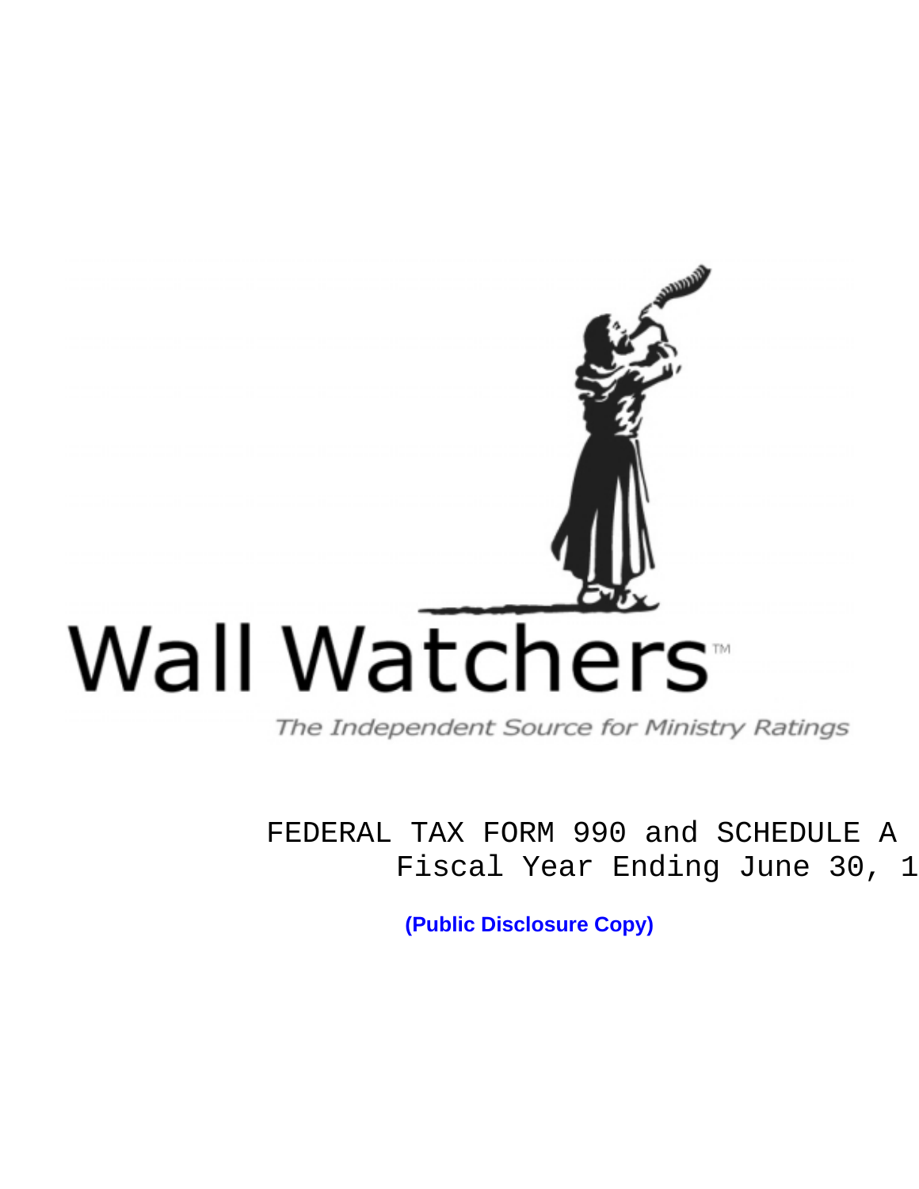# Wall Watchers™

*The Independent Source for Ministry Ratings*

FEDERAL TAX FORM 990 and SCHEDULE A
Fiscal Year Ending June 30, 1

**(Public Disclosure Copy)**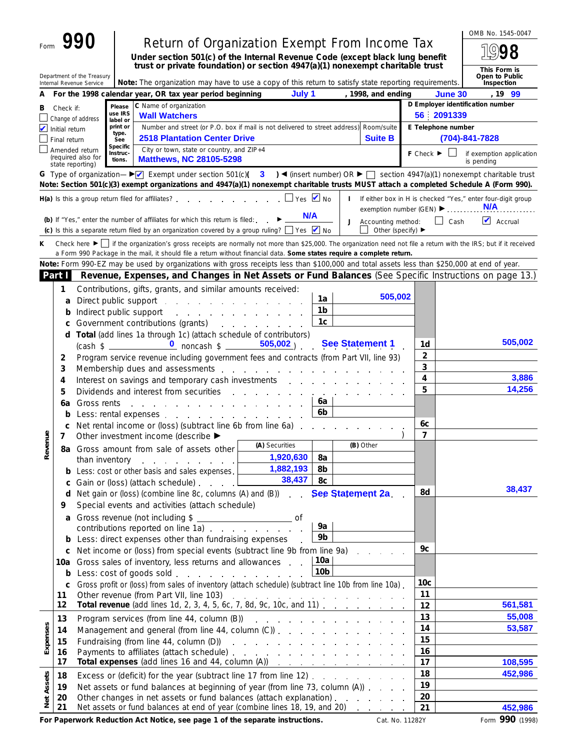Form **990** Department of the Treasury Internal Revenue Service

# Return of Organization Exempt From Income Tax

**Under section 501(c) of the Internal Revenue Code (except black lung benefit trust or private foundation) or section 4947(a)(1) nonexempt charitable trust**

**Note:** The organization may have to use a copy of this return to satisfy state reporting requirements.

OMB No. 1545-0047 — 1998 — This Form is Open to Public Inspection

**A** For the 1998 calendar year, OR tax year period beginning **July 1**, 1998, and ending **June 30**, 19 **99**

**B** Check if:
- ☐ Change of address
- ☑ Initial return
- ☐ Final return
- ☐ Amended return (required also for state reporting)

**C** Name of organization: **Wall Watchers**

Number and street (or P.O. box if mail is not delivered to street address): **2518 Plantation Center Drive** Room/suite: **Suite B**

City or town, state or country, and ZIP+4: **Matthews, NC 28105-5298**

**D** Employer identification number: **56 2091339**

**E** Telephone number: **(704)-841-7828**

**F** Check ▶ ☐ if exemption application is pending

**G** Type of organization— ▶ ☑ Exempt under section 501(c)( **3** ) ◀ (insert number) OR ▶ ☐ section 4947(a)(1) nonexempt charitable trust

**Note: Section 501(c)(3) exempt organizations and 4947(a)(1) nonexempt charitable trusts MUST attach a completed Schedule A (Form 990).**

**H(a)** Is this a group return filed for affiliates? ☐ Yes ☑ No

**(b)** If "Yes," enter the number of affiliates for which this return is filed: ▶ **N/A**

**(c)** Is this a separate return filed by an organization covered by a group ruling? ☐ Yes ☑ No

**I** If either box in H is checked "Yes," enter four-digit group exemption number (GEN) ▶ **N/A**

**J** Accounting method: ☐ Cash ☑ Accrual ☐ Other (specify) ▶

**K** Check here ▶ ☐ if the organization's gross receipts are normally not more than $25,000. The organization need not file a return with the IRS; but if it received a Form 990 Package in the mail, it should file a return without financial data. **Some states require a complete return.**

**Note:** Form 990-EZ may be used by organizations with gross receipts less than $100,000 and total assets less than $250,000 at end of year.

## Part I Revenue, Expenses, and Changes in Net Assets or Fund Balances (See Specific Instructions on page 13.)

### Revenue

| Line | Description | | | Line | Amount |
|---|---|---|---|---|---|
| 1 | Contributions, gifts, grants, and similar amounts received: | | | | |
| a | Direct public support | 1a | 505,002 | | |
| b | Indirect public support | 1b | | | |
| c | Government contributions (grants) | 1c | | | |
| d | **Total** (add lines 1a through 1c) (attach schedule of contributors) (cash $ 0 noncash $ 505,002) See Statement 1 | | | 1d | 505,002 |
| 2 | Program service revenue including government fees and contracts (from Part VII, line 93) | | | 2 | |
| 3 | Membership dues and assessments | | | 3 | |
| 4 | Interest on savings and temporary cash investments | | | 4 | 3,886 |
| 5 | Dividends and interest from securities | | | 5 | 14,256 |
| 6a | Gross rents | 6a | | | |
| b | Less: rental expenses | 6b | | | |
| c | Net rental income or (loss) (subtract line 6b from line 6a) | | | 6c | |
| 7 | Other investment income (describe ▶ ) | | | 7 | |

| Line | Description | (A) Securities | | (B) Other | Line | Amount |
|---|---|---|---|---|---|---|
| 8a | Gross amount from sale of assets other than inventory | 1,920,630 | 8a | | | |
| b | Less: cost or other basis and sales expenses | 1,882,193 | 8b | | | |
| c | Gain or (loss) (attach schedule) | 38,437 | 8c | | | |
| d | Net gain or (loss) (combine line 8c, columns (A) and (B)) See Statement 2a | | | | 8d | 38,437 |

| Line | Description | | | Line | Amount |
|---|---|---|---|---|---|
| 9 | Special events and activities (attach schedule) | | | | |
| a | Gross revenue (not including $ ______ of contributions reported on line 1a) | 9a | | | |
| b | Less: direct expenses other than fundraising expenses | 9b | | | |
| c | Net income or (loss) from special events (subtract line 9b from line 9a) | | | 9c | |
| 10a | Gross sales of inventory, less returns and allowances | 10a | | | |
| b | Less: cost of goods sold | 10b | | | |
| c | Gross profit or (loss) from sales of inventory (attach schedule) (subtract line 10b from line 10a) | | | 10c | |
| 11 | Other revenue (from Part VII, line 103) | | | 11 | |
| 12 | **Total revenue** (add lines 1d, 2, 3, 4, 5, 6c, 7, 8d, 9c, 10c, and 11) | | | 12 | 561,581 |

### Expenses

| Line | Description | Line | Amount |
|---|---|---|---|
| 13 | Program services (from line 44, column (B)) | 13 | 55,008 |
| 14 | Management and general (from line 44, column (C)) | 14 | 53,587 |
| 15 | Fundraising (from line 44, column (D)) | 15 | |
| 16 | Payments to affiliates (attach schedule) | 16 | |
| 17 | **Total expenses** (add lines 16 and 44, column (A)) | 17 | 108,595 |

### Net Assets

| Line | Description | Line | Amount |
|---|---|---|---|
| 18 | Excess or (deficit) for the year (subtract line 17 from line 12) | 18 | 452,986 |
| 19 | Net assets or fund balances at beginning of year (from line 73, column (A)) | 19 | |
| 20 | Other changes in net assets or fund balances (attach explanation) | 20 | |
| 21 | Net assets or fund balances at end of year (combine lines 18, 19, and 20) | 21 | 452,986 |

**For Paperwork Reduction Act Notice, see page 1 of the separate instructions.** Cat. No. 11282Y Form **990** (1998)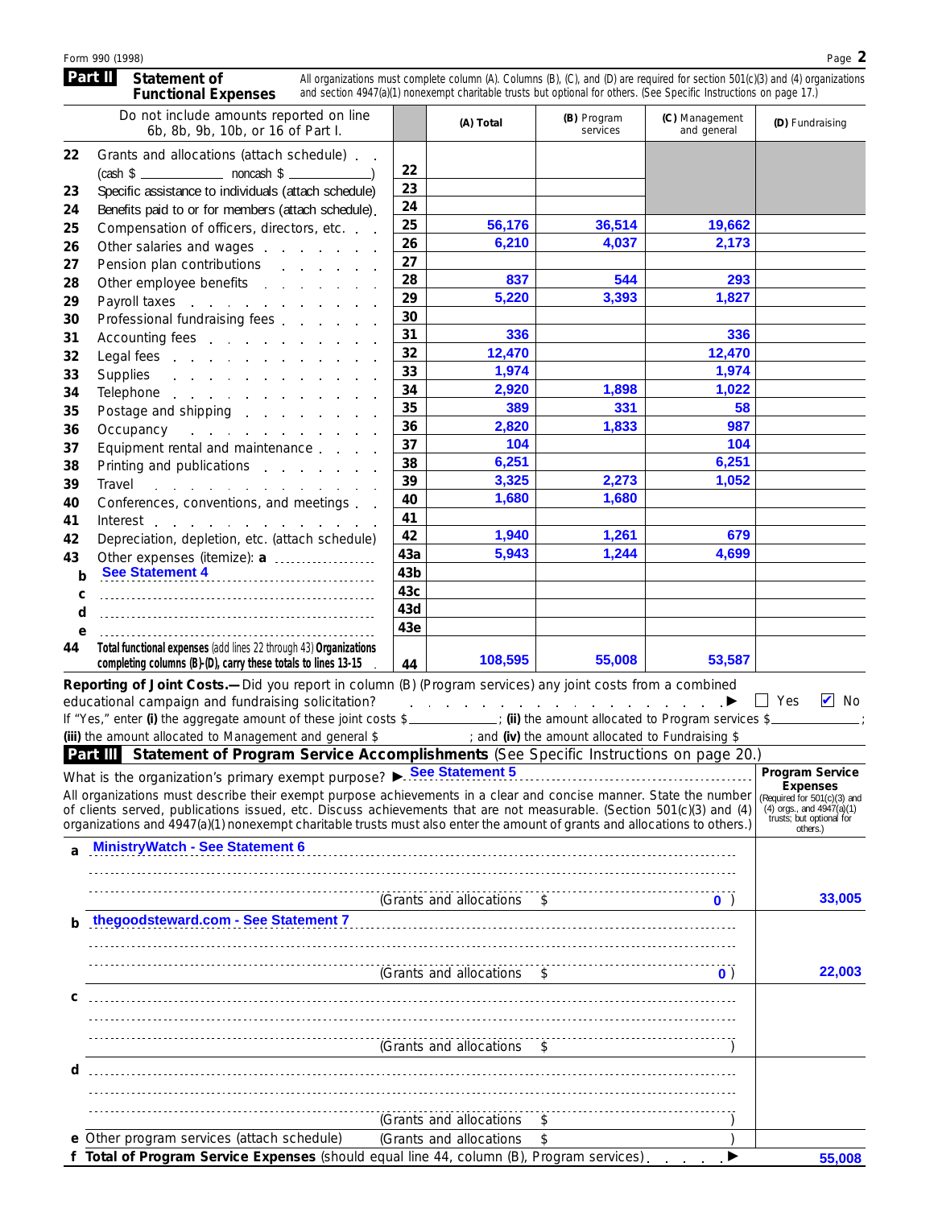Form 990 (1998)

## Part II Statement of Functional Expenses

All organizations must complete column (A). Columns (B), (C), and (D) are required for section 501(c)(3) and (4) organizations and section 4947(a)(1) nonexempt charitable trusts but optional for others. (See Specific Instructions on page 17.)

| | Do not include amounts reported on line 6b, 8b, 9b, 10b, or 16 of Part I. | | (A) Total | (B) Program services | (C) Management and general | (D) Fundraising |
|---|---|---|---|---|---|---|
| 22 | Grants and allocations (attach schedule) (cash $ ____ noncash $ ____) | 22 | | | | |
| 23 | Specific assistance to individuals (attach schedule) | 23 | | | | |
| 24 | Benefits paid to or for members (attach schedule) | 24 | | | | |
| 25 | Compensation of officers, directors, etc. | 25 | 56,176 | 36,514 | 19,662 | |
| 26 | Other salaries and wages | 26 | 6,210 | 4,037 | 2,173 | |
| 27 | Pension plan contributions | 27 | | | | |
| 28 | Other employee benefits | 28 | 837 | 544 | 293 | |
| 29 | Payroll taxes | 29 | 5,220 | 3,393 | 1,827 | |
| 30 | Professional fundraising fees | 30 | | | | |
| 31 | Accounting fees | 31 | 336 | | 336 | |
| 32 | Legal fees | 32 | 12,470 | | 12,470 | |
| 33 | Supplies | 33 | 1,974 | | 1,974 | |
| 34 | Telephone | 34 | 2,920 | 1,898 | 1,022 | |
| 35 | Postage and shipping | 35 | 389 | 331 | 58 | |
| 36 | Occupancy | 36 | 2,820 | 1,833 | 987 | |
| 37 | Equipment rental and maintenance | 37 | 104 | | 104 | |
| 38 | Printing and publications | 38 | 6,251 | | 6,251 | |
| 39 | Travel | 39 | 3,325 | 2,273 | 1,052 | |
| 40 | Conferences, conventions, and meetings | 40 | 1,680 | 1,680 | | |
| 41 | Interest | 41 | | | | |
| 42 | Depreciation, depletion, etc. (attach schedule) | 42 | 1,940 | 1,261 | 679 | |
| 43 | Other expenses (itemize): a | 43a | 5,943 | 1,244 | 4,699 | |
| b | See Statement 4 | 43b | | | | |
| c | | 43c | | | | |
| d | | 43d | | | | |
| e | | 43e | | | | |
| 44 | **Total functional expenses** (add lines 22 through 43) **Organizations completing columns (B)-(D), carry these totals to lines 13-15** | 44 | 108,595 | 55,008 | 53,587 | |

**Reporting of Joint Costs.—** Did you report in column (B) (Program services) any joint costs from a combined educational campaign and fundraising solicitation? ☐ Yes ☑ No

If "Yes," enter **(i)** the aggregate amount of these joint costs $ ______; **(ii)** the amount allocated to Program services $ ______; **(iii)** the amount allocated to Management and general $ ______; and **(iv)** the amount allocated to Fundraising $ ______

## Part III Statement of Program Service Accomplishments (See Specific Instructions on page 20.)

What is the organization's primary exempt purpose? ▶ See Statement 5

All organizations must describe their exempt purpose achievements in a clear and concise manner. State the number of clients served, publications issued, etc. Discuss achievements that are not measurable. (Section 501(c)(3) and (4) organizations and 4947(a)(1) nonexempt charitable trusts must also enter the amount of grants and allocations to others.)

| | | Program Service Expenses (Required for 501(c)(3) and (4) orgs., and 4947(a)(1) trusts; but optional for others.) |
|---|---|---|
| a | MinistryWatch - See Statement 6 (Grants and allocations $ 0 ) | 33,005 |
| b | thegoodsteward.com - See Statement 7 (Grants and allocations $ 0 ) | 22,003 |
| c | (Grants and allocations $ ) | |
| d | (Grants and allocations $ ) | |
| e | Other program services (attach schedule) (Grants and allocations $ ) | |
| f | **Total of Program Service Expenses** (should equal line 44, column (B), Program services) ▶ | 55,008 |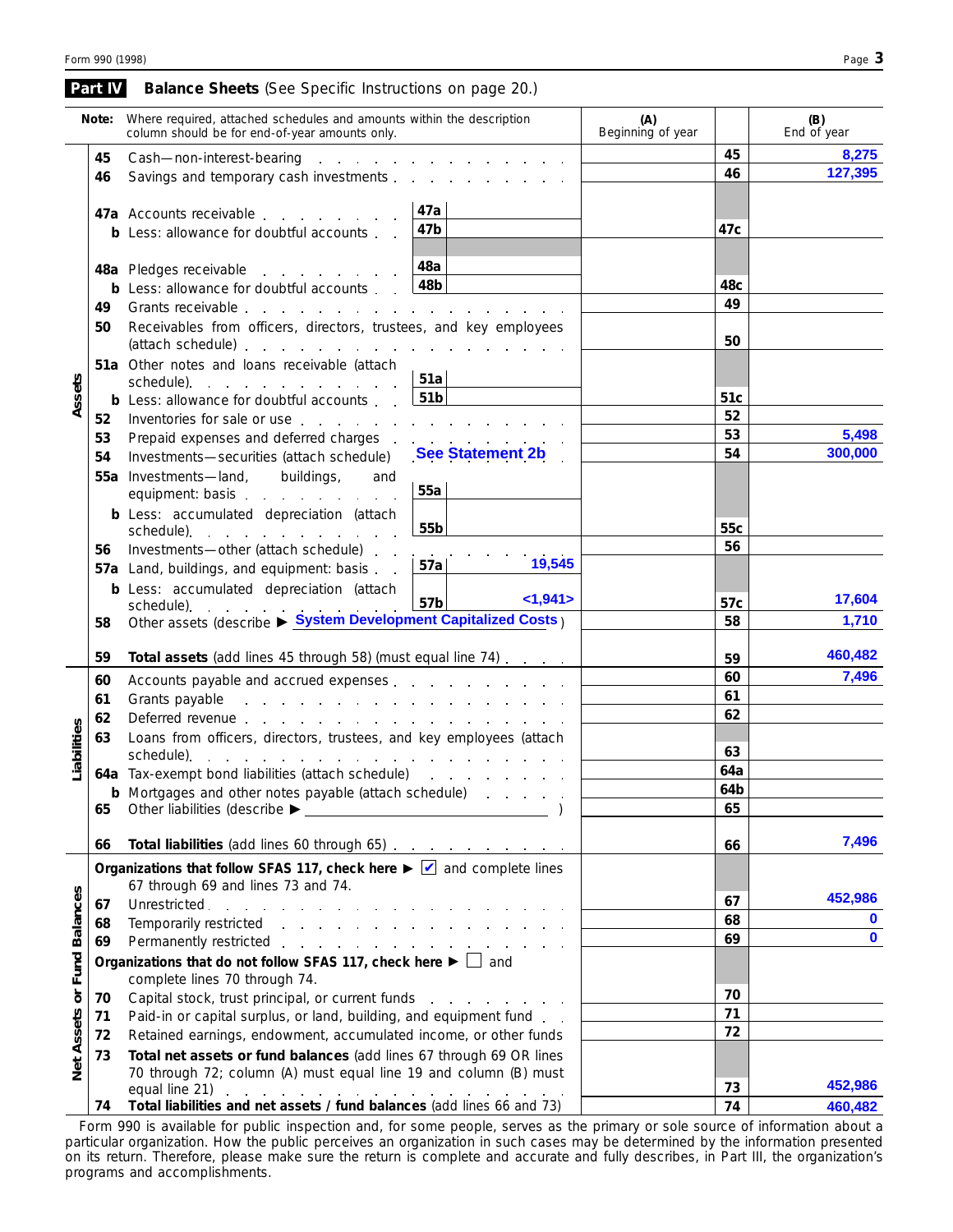## Part IV Balance Sheets (See Specific Instructions on page 20.)

| | | Note: Where required, attached schedules and amounts within the description column should be for end-of-year amounts only. | | | (A) Beginning of year | | (B) End of year |
|---|---|---|---|---|---|---|---|
| **Assets** | 45 | Cash—non-interest-bearing | | | | 45 | 8,275 |
| | 46 | Savings and temporary cash investments | | | | 46 | 127,395 |
| | 47a | Accounts receivable | 47a | | | | |
| | b | Less: allowance for doubtful accounts | 47b | | | 47c | |
| | 48a | Pledges receivable | 48a | | | | |
| | b | Less: allowance for doubtful accounts | 48b | | | 48c | |
| | 49 | Grants receivable | | | | 49 | |
| | 50 | Receivables from officers, directors, trustees, and key employees (attach schedule) | | | | 50 | |
| | 51a | Other notes and loans receivable (attach schedule) | 51a | | | | |
| | b | Less: allowance for doubtful accounts | 51b | | | 51c | |
| | 52 | Inventories for sale or use | | | | 52 | |
| | 53 | Prepaid expenses and deferred charges | | | | 53 | 5,498 |
| | 54 | Investments—securities (attach schedule) See Statement 2b | | | | 54 | 300,000 |
| | 55a | Investments—land, buildings, and equipment: basis | 55a | | | | |
| | b | Less: accumulated depreciation (attach schedule) | 55b | | | 55c | |
| | 56 | Investments—other (attach schedule) | | | | 56 | |
| | 57a | Land, buildings, and equipment: basis | 57a | 19,545 | | | |
| | b | Less: accumulated depreciation (attach schedule) | 57b | <1,941> | | 57c | 17,604 |
| | 58 | Other assets (describe ▶ System Development Capitalized Costs) | | | | 58 | 1,710 |
| | 59 | **Total assets** (add lines 45 through 58) (must equal line 74) | | | | 59 | 460,482 |
| **Liabilities** | 60 | Accounts payable and accrued expenses | | | | 60 | 7,496 |
| | 61 | Grants payable | | | | 61 | |
| | 62 | Deferred revenue | | | | 62 | |
| | 63 | Loans from officers, directors, trustees, and key employees (attach schedule) | | | | 63 | |
| | 64a | Tax-exempt bond liabilities (attach schedule) | | | | 64a | |
| | b | Mortgages and other notes payable (attach schedule) | | | | 64b | |
| | 65 | Other liabilities (describe ▶ ) | | | | 65 | |
| | 66 | **Total liabilities** (add lines 60 through 65) | | | | 66 | 7,496 |
| **Net Assets or Fund Balances** | | **Organizations that follow SFAS 117, check here ▶** ☑ and complete lines 67 through 69 and lines 73 and 74. | | | | | |
| | 67 | Unrestricted | | | | 67 | 452,986 |
| | 68 | Temporarily restricted | | | | 68 | 0 |
| | 69 | Permanently restricted | | | | 69 | 0 |
| | | **Organizations that do not follow SFAS 117, check here ▶** ☐ and complete lines 70 through 74. | | | | | |
| | 70 | Capital stock, trust principal, or current funds | | | | 70 | |
| | 71 | Paid-in or capital surplus, or land, building, and equipment fund | | | | 71 | |
| | 72 | Retained earnings, endowment, accumulated income, or other funds | | | | 72 | |
| | 73 | **Total net assets or fund balances** (add lines 67 through 69 OR lines 70 through 72; column (A) must equal line 19 and column (B) must equal line 21) | | | | 73 | 452,986 |
| | 74 | **Total liabilities and net assets / fund balances** (add lines 66 and 73) | | | | 74 | 460,482 |

Form 990 is available for public inspection and, for some people, serves as the primary or sole source of information about a particular organization. How the public perceives an organization in such cases may be determined by the information presented on its return. Therefore, please make sure the return is complete and accurate and fully describes, in Part III, the organization's programs and accomplishments.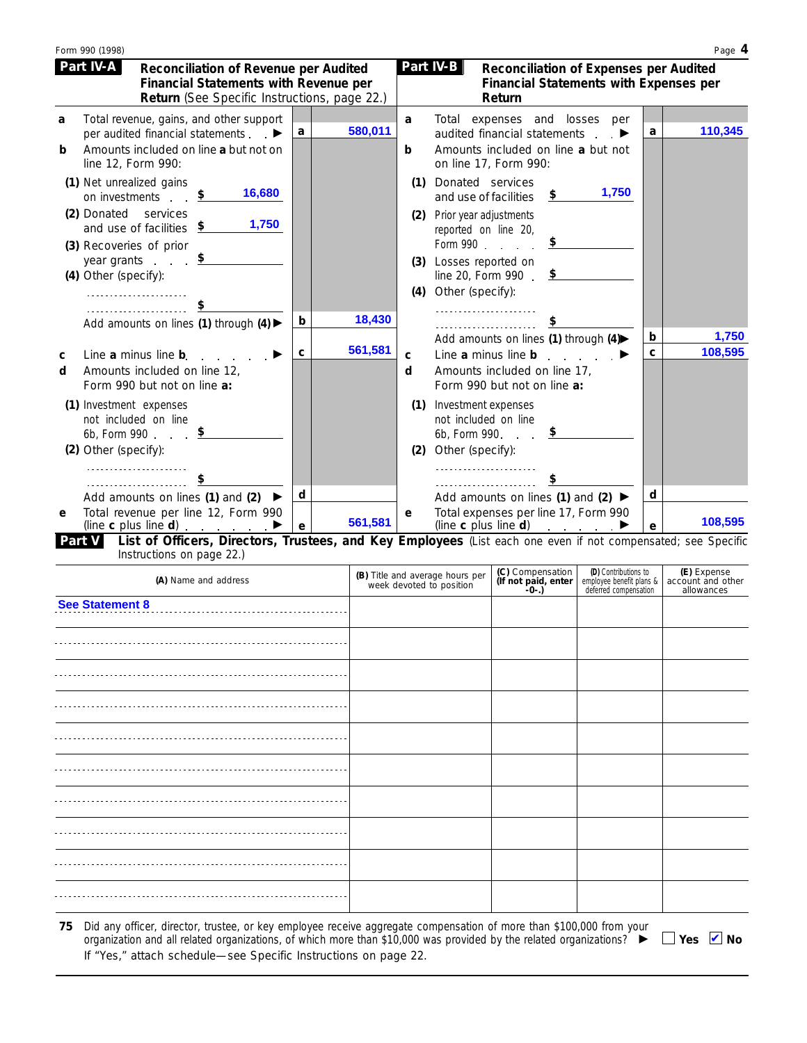## Part IV-A Reconciliation of Revenue per Audited Financial Statements with Revenue per Return (See Specific Instructions, page 22.)

| | | | |
|---|---|---|---|
| **a** | Total revenue, gains, and other support per audited financial statements ▶ | **a** | 580,011 |
| **b** | Amounts included on line **a** but not on line 12, Form 990: | | |
| | **(1)** Net unrealized gains on investments $ 16,680 | | |
| | **(2)** Donated services and use of facilities $ 1,750 | | |
| | **(3)** Recoveries of prior year grants $ | | |
| | **(4)** Other (specify): $ | | |
| | Add amounts on lines **(1)** through **(4)** ▶ | **b** | 18,430 |
| **c** | Line **a** minus line **b** ▶ | **c** | 561,581 |
| **d** | Amounts included on line 12, Form 990 but not on line **a:** | | |
| | **(1)** Investment expenses not included on line 6b, Form 990 $ | | |
| | **(2)** Other (specify): $ | | |
| | Add amounts on lines **(1)** and **(2)** ▶ | **d** | |
| **e** | Total revenue per line 12, Form 990 (line **c** plus line **d**) ▶ | **e** | 561,581 |

## Part IV-B Reconciliation of Expenses per Audited Financial Statements with Expenses per Return

| | | | |
|---|---|---|---|
| **a** | Total expenses and losses per audited financial statements ▶ | **a** | 110,345 |
| **b** | Amounts included on line **a** but not on line 17, Form 990: | | |
| | **(1)** Donated services and use of facilities $ 1,750 | | |
| | **(2)** Prior year adjustments reported on line 20, Form 990 $ | | |
| | **(3)** Losses reported on line 20, Form 990 $ | | |
| | **(4)** Other (specify): $ | | |
| | Add amounts on lines **(1)** through **(4)** ▶ | **b** | 1,750 |
| **c** | Line **a** minus line **b** ▶ | **c** | 108,595 |
| **d** | Amounts included on line 17, Form 990 but not on line **a:** | | |
| | **(1)** Investment expenses not included on line 6b, Form 990 $ | | |
| | **(2)** Other (specify): $ | | |
| | Add amounts on lines **(1)** and **(2)** ▶ | **d** | |
| **e** | Total expenses per line 17, Form 990 (line **c** plus line **d**) ▶ | **e** | 108,595 |

## Part V List of Officers, Directors, Trustees, and Key Employees (List each one even if not compensated; see Specific Instructions on page 22.)

| (A) Name and address | (B) Title and average hours per week devoted to position | (C) Compensation (If not paid, enter -0-.) | (D) Contributions to employee benefit plans & deferred compensation | (E) Expense account and other allowances |
|---|---|---|---|---|
| See Statement 8 | | | | |
| | | | | |
| | | | | |
| | | | | |
| | | | | |
| | | | | |
| | | | | |
| | | | | |
| | | | | |
| | | | | |

**75** Did any officer, director, trustee, or key employee receive aggregate compensation of more than $100,000 from your organization and all related organizations, of which more than $10,000 was provided by the related organizations? ▶ ☐ Yes ☑ No
If "Yes," attach schedule—see Specific Instructions on page 22.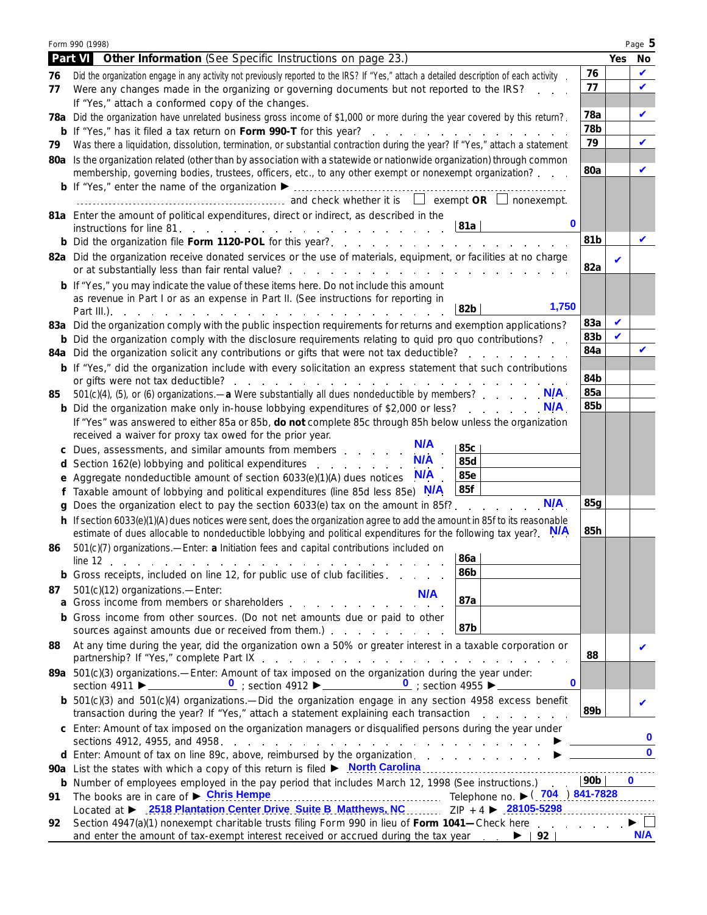Form 990 (1998)

## Part VI Other Information (See Specific Instructions on page 23.)

| | | | Yes | No |
|---|---|---|---|---|
| **76** | Did the organization engage in any activity not previously reported to the IRS? If "Yes," attach a detailed description of each activity | 76 | | ✔ |
| **77** | Were any changes made in the organizing or governing documents but not reported to the IRS? If "Yes," attach a conformed copy of the changes. | 77 | | ✔ |
| **78a** | Did the organization have unrelated business gross income of $1,000 or more during the year covered by this return? | 78a | | ✔ |
| **b** | If "Yes," has it filed a tax return on **Form 990-T** for this year? | 78b | | |
| **79** | Was there a liquidation, dissolution, termination, or substantial contraction during the year? If "Yes," attach a statement | 79 | | ✔ |
| **80a** | Is the organization related (other than by association with a statewide or nationwide organization) through common membership, governing bodies, trustees, officers, etc., to any other exempt or nonexempt organization? | 80a | | ✔ |
| **b** | If "Yes," enter the name of the organization ▶ ______ and check whether it is ☐ exempt **OR** ☐ nonexempt. | | | |
| **81a** | Enter the amount of political expenditures, direct or indirect, as described in the instructions for line 81. — 81a: **0** | | | |
| **b** | Did the organization file **Form 1120-POL** for this year? | 81b | | ✔ |
| **82a** | Did the organization receive donated services or the use of materials, equipment, or facilities at no charge or at substantially less than fair rental value? | 82a | ✔ | |
| **b** | If "Yes," you may indicate the value of these items here. Do not include this amount as revenue in Part I or as an expense in Part II. (See instructions for reporting in Part III.). — 82b: **1,750** | | | |
| **83a** | Did the organization comply with the public inspection requirements for returns and exemption applications? | 83a | ✔ | |
| **b** | Did the organization comply with the disclosure requirements relating to quid pro quo contributions? | 83b | ✔ | |
| **84a** | Did the organization solicit any contributions or gifts that were not tax deductible? | 84a | | ✔ |
| **b** | If "Yes," did the organization include with every solicitation an express statement that such contributions or gifts were not tax deductible? | 84b | | |
| **85** | 501(c)(4), (5), or (6) organizations.—**a** Were substantially all dues nondeductible by members? N/A | 85a | | |
| **b** | Did the organization make only in-house lobbying expenditures of $2,000 or less? N/A | 85b | | |
| | If "Yes" was answered to either 85a or 85b, **do not** complete 85c through 85h below unless the organization received a waiver for proxy tax owed for the prior year. | | | |
| **c** | Dues, assessments, and similar amounts from members — N/A — 85c | | | |
| **d** | Section 162(e) lobbying and political expenditures — N/A — 85d | | | |
| **e** | Aggregate nondeductible amount of section 6033(e)(1)(A) dues notices — N/A — 85e | | | |
| **f** | Taxable amount of lobbying and political expenditures (line 85d less 85e) — N/A — 85f | | | |
| **g** | Does the organization elect to pay the section 6033(e) tax on the amount in 85f? N/A | 85g | | |
| **h** | If section 6033(e)(1)(A) dues notices were sent, does the organization agree to add the amount in 85f to its reasonable estimate of dues allocable to nondeductible lobbying and political expenditures for the following tax year? N/A | 85h | | |
| **86** | 501(c)(7) organizations.—Enter: **a** Initiation fees and capital contributions included on line 12 — 86a | | | |
| **b** | Gross receipts, included on line 12, for public use of club facilities — 86b | | | |
| **87** | 501(c)(12) organizations.—Enter: N/A **a** Gross income from members or shareholders — 87a | | | |
| **b** | Gross income from other sources. (Do not net amounts due or paid to other sources against amounts due or received from them.) — 87b | | | |
| **88** | At any time during the year, did the organization own a 50% or greater interest in a taxable corporation or partnership? If "Yes," complete Part IX | 88 | | ✔ |
| **89a** | 501(c)(3) organizations.—Enter: Amount of tax imposed on the organization during the year under: section 4911 ▶ **0** ; section 4912 ▶ **0** ; section 4955 ▶ **0** | | | |
| **b** | 501(c)(3) and 501(c)(4) organizations.—Did the organization engage in any section 4958 excess benefit transaction during the year? If "Yes," attach a statement explaining each transaction | 89b | | ✔ |
| **c** | Enter: Amount of tax imposed on the organization managers or disqualified persons during the year under sections 4912, 4955, and 4958. ▶ **0** | | | |
| **d** | Enter: Amount of tax on line 89c, above, reimbursed by the organization ▶ **0** | | | |
| **90a** | List the states with which a copy of this return is filed ▶ North Carolina | | | |
| **b** | Number of employees employed in the pay period that includes March 12, 1998 (See instructions.) | 90b | 0 | |
| **91** | The books are in care of ▶ Chris Hempe — Telephone no. ▶ (704) 841-7828 — Located at ▶ 2518 Plantation Center Drive Suite B Matthews, NC — ZIP + 4 ▶ 28105-5298 | | | |
| **92** | Section 4947(a)(1) nonexempt charitable trusts filing Form 990 in lieu of **Form 1041—**Check here ▶ ☐ and enter the amount of tax-exempt interest received or accrued during the tax year ▶ 92 — N/A | | | |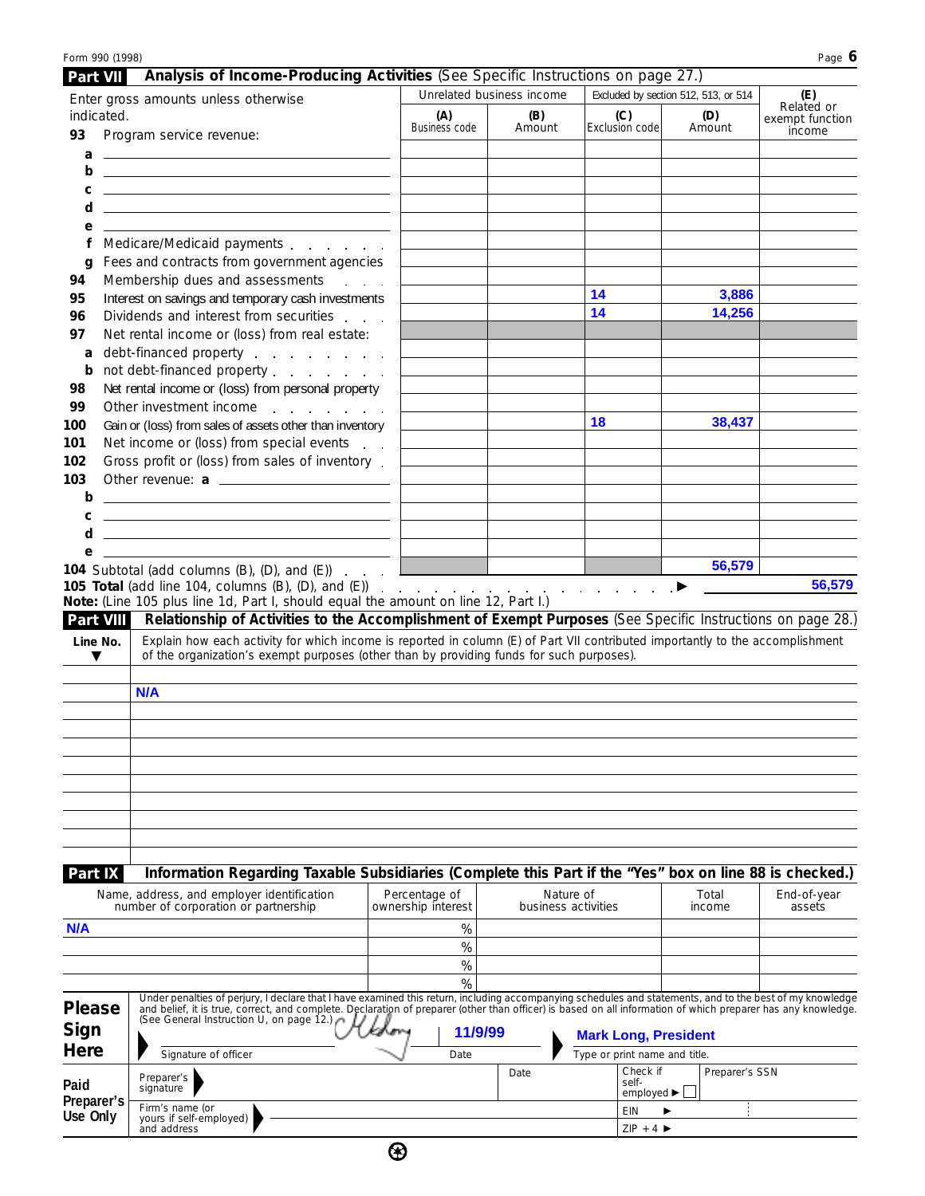Form 990 (1998)

## Part VII Analysis of Income-Producing Activities (See Specific Instructions on page 27.)

| Enter gross amounts unless otherwise indicated. | Unrelated business income | | Excluded by section 512, 513, or 514 | | (E) Related or exempt function income |
|---|---|---|---|---|---|
| | (A) Business code | (B) Amount | (C) Exclusion code | (D) Amount | |
| **93** Program service revenue: | | | | | |
| a | | | | | |
| b | | | | | |
| c | | | | | |
| d | | | | | |
| e | | | | | |
| f Medicare/Medicaid payments | | | | | |
| g Fees and contracts from government agencies | | | | | |
| **94** Membership dues and assessments | | | | | |
| **95** Interest on savings and temporary cash investments | | | 14 | 3,886 | |
| **96** Dividends and interest from securities | | | 14 | 14,256 | |
| **97** Net rental income or (loss) from real estate: | | | | | |
| a debt-financed property | | | | | |
| b not debt-financed property | | | | | |
| **98** Net rental income or (loss) from personal property | | | | | |
| **99** Other investment income | | | | | |
| **100** Gain or (loss) from sales of assets other than inventory | | | 18 | 38,437 | |
| **101** Net income or (loss) from special events | | | | | |
| **102** Gross profit or (loss) from sales of inventory | | | | | |
| **103** Other revenue: a | | | | | |
| b | | | | | |
| c | | | | | |
| d | | | | | |
| e | | | | | |
| **104** Subtotal (add columns (B), (D), and (E)) | | | | 56,579 | |

**105 Total** (add line 104, columns (B), (D), and (E)) ▶ 56,579

**Note:** (Line 105 plus line 1d, Part I, should equal the amount on line 12, Part I.)

## Part VIII Relationship of Activities to the Accomplishment of Exempt Purposes (See Specific Instructions on page 28.)

| Line No. ▼ | Explain how each activity for which income is reported in column (E) of Part VII contributed importantly to the accomplishment of the organization's exempt purposes (other than by providing funds for such purposes). |
|---|---|
| | N/A |

## Part IX Information Regarding Taxable Subsidiaries (Complete this Part if the "Yes" box on line 88 is checked.)

| Name, address, and employer identification number of corporation or partnership | Percentage of ownership interest | Nature of business activities | Total income | End-of-year assets |
|---|---|---|---|---|
| N/A | % | | | |
| | % | | | |
| | % | | | |
| | % | | | |

**Please Sign Here**

Under penalties of perjury, I declare that I have examined this return, including accompanying schedules and statements, and to the best of my knowledge and belief, it is true, correct, and complete. Declaration of preparer (other than officer) is based on all information of which preparer has any knowledge. (See General Instruction U, on page 12.)

▶ [Signature] Signature of officer | 11/9/99 Date | ▶ Mark Long, President — Type or print name and title.

**Paid Preparer's Use Only**

| Preparer's signature ▶ | Date | Check if self-employed ▶ ☐ | Preparer's SSN |
|---|---|---|---|
| Firm's name (or yours if self-employed) and address ▶ | | EIN ▶ | |
| | | ZIP + 4 ▶ | |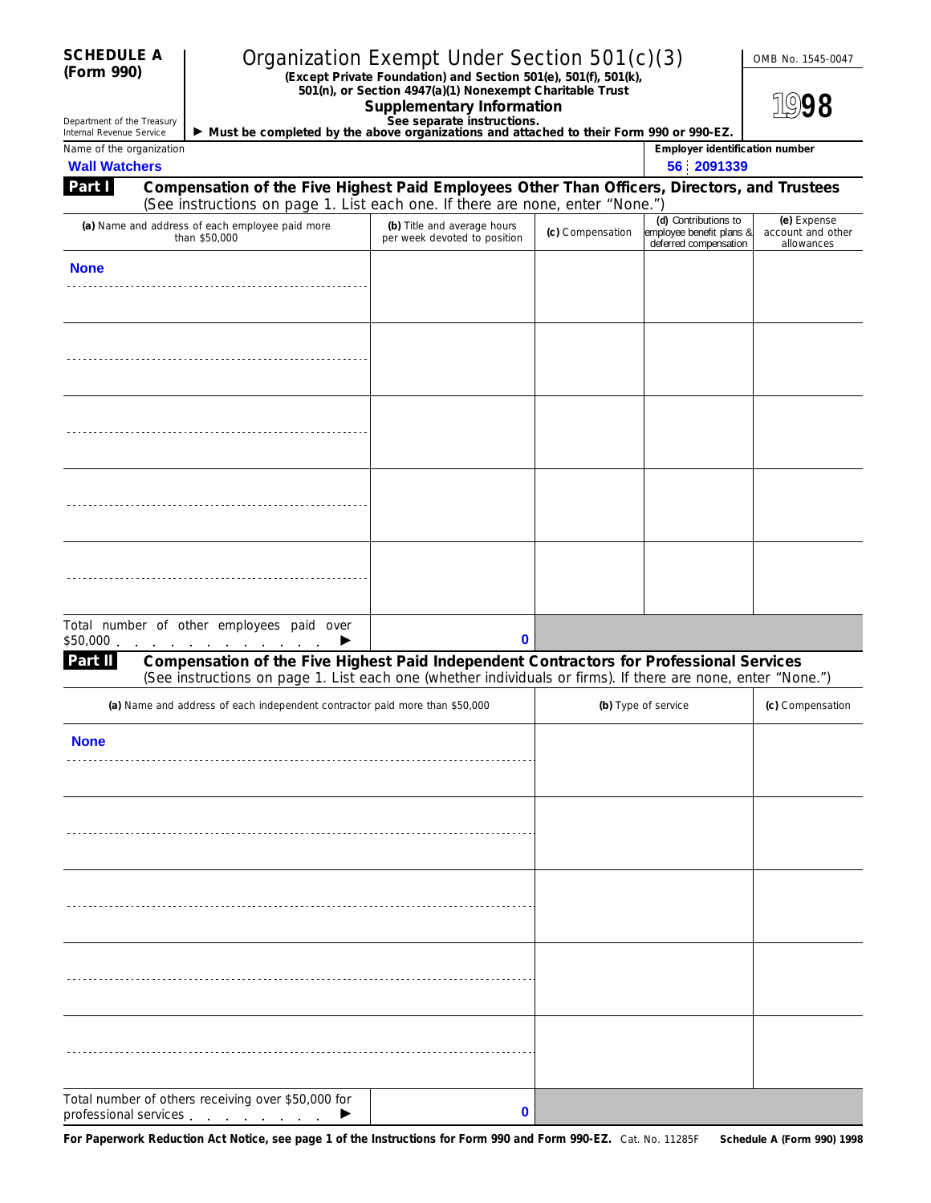**SCHEDULE A (Form 990)**

Department of the Treasury
Internal Revenue Service

# Organization Exempt Under Section 501(c)(3)

**(Except Private Foundation) and Section 501(e), 501(f), 501(k), 501(n), or Section 4947(a)(1) Nonexempt Charitable Trust**

**Supplementary Information**

**See separate instructions.**

▶ **Must be completed by the above organizations and attached to their Form 990 or 990-EZ.**

OMB No. 1545-0047

**1998**

| Name of the organization | Employer identification number |
|---|---|
| Wall Watchers | 56 2091339 |

## Part I Compensation of the Five Highest Paid Employees Other Than Officers, Directors, and Trustees

(See instructions on page 1. List each one. If there are none, enter "None.")

| (a) Name and address of each employee paid more than $50,000 | (b) Title and average hours per week devoted to position | (c) Compensation | (d) Contributions to employee benefit plans & deferred compensation | (e) Expense account and other allowances |
|---|---|---|---|---|
| None | | | | |
| | | | | |
| | | | | |
| | | | | |
| | | | | |
| Total number of other employees paid over $50,000 ▶ | 0 | | | |

## Part II Compensation of the Five Highest Paid Independent Contractors for Professional Services

(See instructions on page 1. List each one (whether individuals or firms). If there are none, enter "None.")

| (a) Name and address of each independent contractor paid more than $50,000 | (b) Type of service | (c) Compensation |
|---|---|---|
| None | | |
| | | |
| | | |
| | | |
| | | |
| Total number of others receiving over $50,000 for professional services ▶ 0 | | |

**For Paperwork Reduction Act Notice, see page 1 of the Instructions for Form 990 and Form 990-EZ.** Cat. No. 11285F **Schedule A (Form 990) 1998**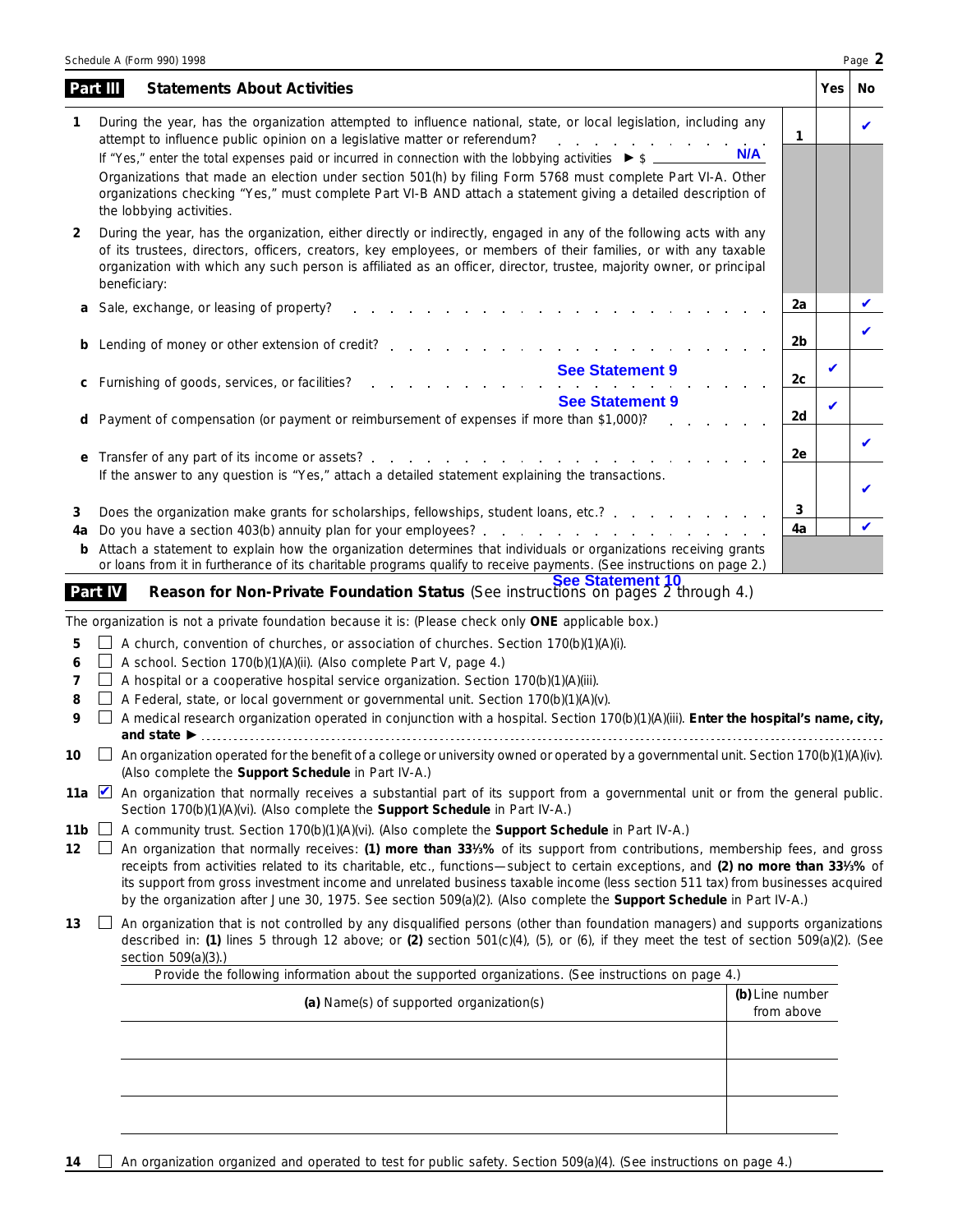Schedule A (Form 990) 1998

## Part III Statements About Activities

| | | | Yes | No |
|---|---|---|---|---|
| **1** | During the year, has the organization attempted to influence national, state, or local legislation, including any attempt to influence public opinion on a legislative matter or referendum? If "Yes," enter the total expenses paid or incurred in connection with the lobbying activities ► $ N/A<br>Organizations that made an election under section 501(h) by filing Form 5768 must complete Part VI-A. Other organizations checking "Yes," must complete Part VI-B AND attach a statement giving a detailed description of the lobbying activities. | 1 | | ✔ |
| **2** | During the year, has the organization, either directly or indirectly, engaged in any of the following acts with any of its trustees, directors, officers, creators, key employees, or members of their families, or with any taxable organization with which any such person is affiliated as an officer, director, trustee, majority owner, or principal beneficiary: | | | |
| **a** | Sale, exchange, or leasing of property? | 2a | | ✔ |
| **b** | Lending of money or other extension of credit? | 2b | | ✔ |
| **c** | Furnishing of goods, services, or facilities? See Statement 9 | 2c | ✔ | |
| **d** | Payment of compensation (or payment or reimbursement of expenses if more than $1,000)? See Statement 9 | 2d | ✔ | |
| **e** | Transfer of any part of its income or assets? | 2e | | ✔ |
| | If the answer to any question is "Yes," attach a detailed statement explaining the transactions. | | | |
| **3** | Does the organization make grants for scholarships, fellowships, student loans, etc.? | 3 | | ✔ |
| **4a** | Do you have a section 403(b) annuity plan for your employees? | 4a | | ✔ |
| **b** | Attach a statement to explain how the organization determines that individuals or organizations receiving grants or loans from it in furtherance of its charitable programs qualify to receive payments. (See instructions on page 2.) See Statement 10 | | | |

## Part IV Reason for Non-Private Foundation Status (See instructions on pages 2 through 4.)

The organization is not a private foundation because it is: (Please check only **ONE** applicable box.)

- **5** ☐ A church, convention of churches, or association of churches. Section 170(b)(1)(A)(i).
- **6** ☐ A school. Section 170(b)(1)(A)(ii). (Also complete Part V, page 4.)
- **7** ☐ A hospital or a cooperative hospital service organization. Section 170(b)(1)(A)(iii).
- **8** ☐ A Federal, state, or local government or governmental unit. Section 170(b)(1)(A)(v).
- **9** ☐ A medical research organization operated in conjunction with a hospital. Section 170(b)(1)(A)(iii). **Enter the hospital's name, city, and state** ►
- **10** ☐ An organization operated for the benefit of a college or university owned or operated by a governmental unit. Section 170(b)(1)(A)(iv). (Also complete the **Support Schedule** in Part IV-A.)
- **11a** ☑ An organization that normally receives a substantial part of its support from a governmental unit or from the general public. Section 170(b)(1)(A)(vi). (Also complete the **Support Schedule** in Part IV-A.)
- **11b** ☐ A community trust. Section 170(b)(1)(A)(vi). (Also complete the **Support Schedule** in Part IV-A.)
- **12** ☐ An organization that normally receives: **(1) more than 33⅓%** of its support from contributions, membership fees, and gross receipts from activities related to its charitable, etc., functions—subject to certain exceptions, and **(2) no more than 33⅓%** of its support from gross investment income and unrelated business taxable income (less section 511 tax) from businesses acquired by the organization after June 30, 1975. See section 509(a)(2). (Also complete the **Support Schedule** in Part IV-A.)
- **13** ☐ An organization that is not controlled by any disqualified persons (other than foundation managers) and supports organizations described in: **(1)** lines 5 through 12 above; or **(2)** section 501(c)(4), (5), or (6), if they meet the test of section 509(a)(2). (See section 509(a)(3).)

Provide the following information about the supported organizations. (See instructions on page 4.)

| **(a)** Name(s) of supported organization(s) | **(b)** Line number from above |
|---|---|
| | |
| | |
| | |

- **14** ☐ An organization organized and operated to test for public safety. Section 509(a)(4). (See instructions on page 4.)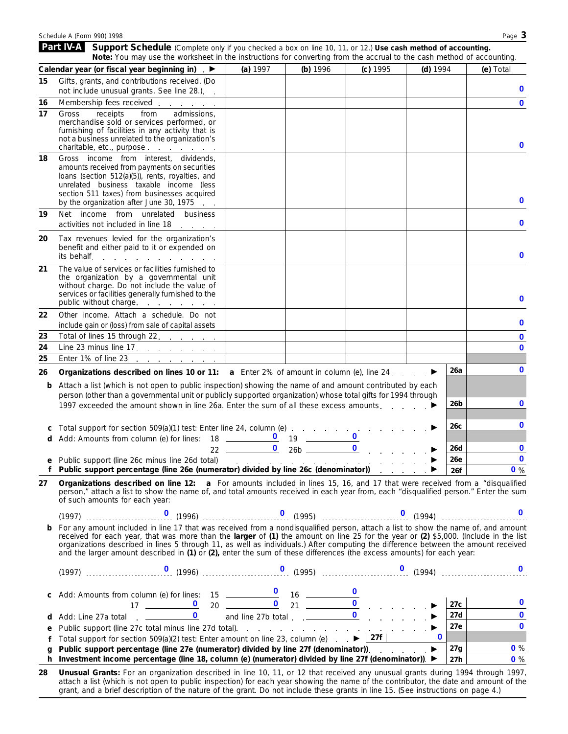Schedule A (Form 990) 1998

## Part IV-A Support Schedule

(Complete only if you checked a box on line 10, 11, or 12.) **Use cash method of accounting.**
**Note:** You may use the worksheet in the instructions for converting from the accrual to the cash method of accounting.

| | Calendar year (or fiscal year beginning in) ▶ | (a) 1997 | (b) 1996 | (c) 1995 | (d) 1994 | (e) Total |
|---|---|---|---|---|---|---|
| 15 | Gifts, grants, and contributions received. (Do not include unusual grants. See line 28.) | | | | | 0 |
| 16 | Membership fees received | | | | | 0 |
| 17 | Gross receipts from admissions, merchandise sold or services performed, or furnishing of facilities in any activity that is not a business unrelated to the organization's charitable, etc., purpose | | | | | 0 |
| 18 | Gross income from interest, dividends, amounts received from payments on securities loans (section 512(a)(5)), rents, royalties, and unrelated business taxable income (less section 511 taxes) from businesses acquired by the organization after June 30, 1975 | | | | | 0 |
| 19 | Net income from unrelated business activities not included in line 18 | | | | | 0 |
| 20 | Tax revenues levied for the organization's benefit and either paid to it or expended on its behalf | | | | | 0 |
| 21 | The value of services or facilities furnished to the organization by a governmental unit without charge. Do not include the value of services or facilities generally furnished to the public without charge | | | | | 0 |
| 22 | Other income. Attach a schedule. Do not include gain or (loss) from sale of capital assets | | | | | 0 |
| 23 | Total of lines 15 through 22 | | | | | 0 |
| 24 | Line 23 minus line 17 | | | | | 0 |
| 25 | Enter 1% of line 23 | | | | | |

**26** **Organizations described on lines 10 or 11:** **a** Enter 2% of amount in column (e), line 24 ▶ **26a** 0

**b** Attach a list (which is not open to public inspection) showing the name of and amount contributed by each person (other than a governmental unit or publicly supported organization) whose total gifts for 1994 through 1997 exceeded the amount shown in line 26a. Enter the sum of all these excess amounts ▶ **26b** 0

**c** Total support for section 509(a)(1) test: Enter line 24, column (e) ▶ **26c** 0

**d** Add: Amounts from column (e) for lines: 18 0 19 0 22 0 26b 0 ▶ **26d** 0

**e** Public support (line 26c minus line 26d total) ▶ **26e** 0

**f** **Public support percentage (line 26e (numerator) divided by line 26c (denominator))** ▶ **26f** 0 %

**27** **Organizations described on line 12:** **a** For amounts included in lines 15, 16, and 17 that were received from a "disqualified person," attach a list to show the name of, and total amounts received in each year from, each "disqualified person." Enter the sum of such amounts for each year:

(1997) 0 (1996) 0 (1995) 0 (1994) 0

**b** For any amount included in line 17 that was received from a nondisqualified person, attach a list to show the name of, and amount received for each year, that was more than the **larger** of **(1)** the amount on line 25 for the year or **(2)** $5,000. (Include in the list organizations described in lines 5 through 11, as well as individuals.) After computing the difference between the amount received and the larger amount described in **(1)** or **(2),** enter the sum of these differences (the excess amounts) for each year:

(1997) 0 (1996) 0 (1995) 0 (1994) 0

**c** Add: Amounts from column (e) for lines: 15 0 16 0 17 0 20 0 21 0 ▶ **27c** 0

**d** Add: Line 27a total 0 and line 27b total 0 ▶ **27d** 0

**e** Public support (line 27c total minus line 27d total) ▶ **27e** 0

**f** Total support for section 509(a)(2) test: Enter amount on line 23, column (e) ▶ **27f** 0

**g** **Public support percentage (line 27e (numerator) divided by line 27f (denominator))** ▶ **27g** 0 %

**h** **Investment income percentage (line 18, column (e) (numerator) divided by line 27f (denominator))** ▶ **27h** 0 %

**28** **Unusual Grants:** For an organization described in line 10, 11, or 12 that received any unusual grants during 1994 through 1997, attach a list (which is not open to public inspection) for each year showing the name of the contributor, the date and amount of the grant, and a brief description of the nature of the grant. Do not include these grants in line 15. (See instructions on page 4.)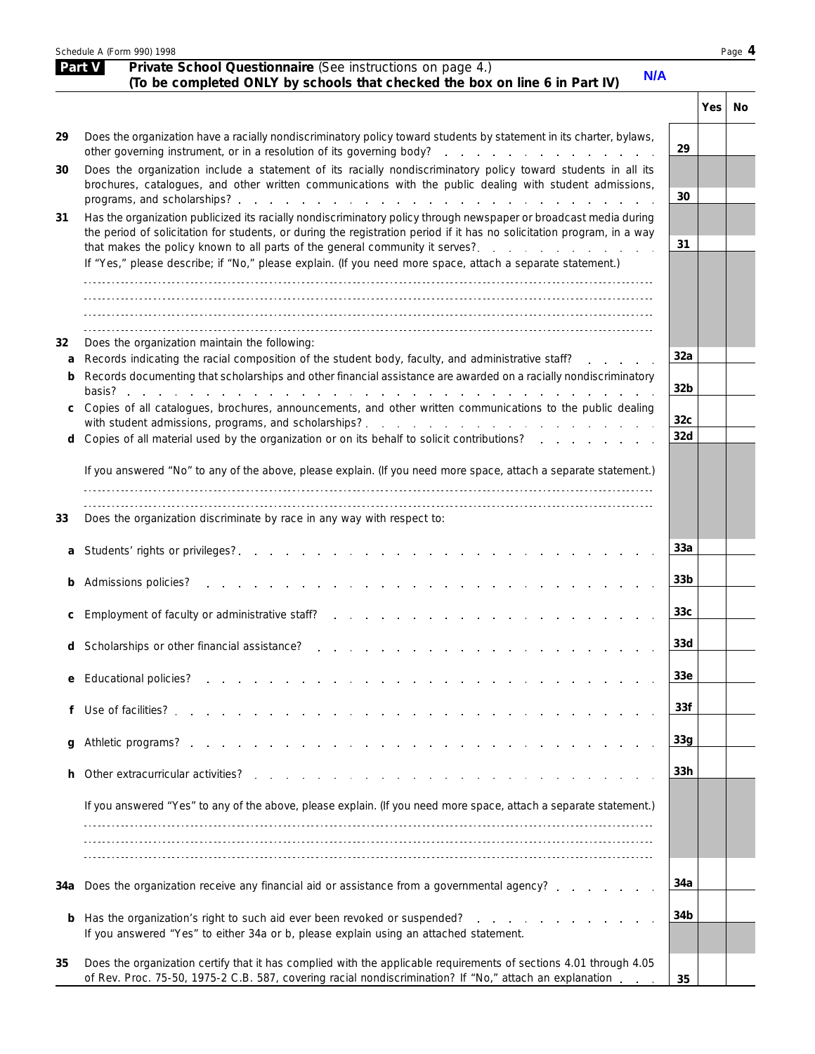Schedule A (Form 990) 1998

## Part V Private School Questionnaire (See instructions on page 4.)
**(To be completed ONLY by schools that checked the box on line 6 in Part IV)** **N/A**

| | | | Yes | No |
|---|---|---|---|---|
| **29** | Does the organization have a racially nondiscriminatory policy toward students by statement in its charter, bylaws, other governing instrument, or in a resolution of its governing body? | 29 | | |
| **30** | Does the organization include a statement of its racially nondiscriminatory policy toward students in all its brochures, catalogues, and other written communications with the public dealing with student admissions, programs, and scholarships? | 30 | | |
| **31** | Has the organization publicized its racially nondiscriminatory policy through newspaper or broadcast media during the period of solicitation for students, or during the registration period if it has no solicitation program, in a way that makes the policy known to all parts of the general community it serves? | 31 | | |

If "Yes," please describe; if "No," please explain. (If you need more space, attach a separate statement.)

| | | | Yes | No |
|---|---|---|---|---|
| **32** | Does the organization maintain the following: | | | |
| **a** | Records indicating the racial composition of the student body, faculty, and administrative staff? | 32a | | |
| **b** | Records documenting that scholarships and other financial assistance are awarded on a racially nondiscriminatory basis? | 32b | | |
| **c** | Copies of all catalogues, brochures, announcements, and other written communications to the public dealing with student admissions, programs, and scholarships? | 32c | | |
| **d** | Copies of all material used by the organization or on its behalf to solicit contributions? | 32d | | |

If you answered "No" to any of the above, please explain. (If you need more space, attach a separate statement.)

| | | | Yes | No |
|---|---|---|---|---|
| **33** | Does the organization discriminate by race in any way with respect to: | | | |
| **a** | Students' rights or privileges? | 33a | | |
| **b** | Admissions policies? | 33b | | |
| **c** | Employment of faculty or administrative staff? | 33c | | |
| **d** | Scholarships or other financial assistance? | 33d | | |
| **e** | Educational policies? | 33e | | |
| **f** | Use of facilities? | 33f | | |
| **g** | Athletic programs? | 33g | | |
| **h** | Other extracurricular activities? | 33h | | |

If you answered "Yes" to any of the above, please explain. (If you need more space, attach a separate statement.)

| | | | Yes | No |
|---|---|---|---|---|
| **34a** | Does the organization receive any financial aid or assistance from a governmental agency? | 34a | | |
| **b** | Has the organization's right to such aid ever been revoked or suspended? If you answered "Yes" to either 34a or b, please explain using an attached statement. | 34b | | |
| **35** | Does the organization certify that it has complied with the applicable requirements of sections 4.01 through 4.05 of Rev. Proc. 75-50, 1975-2 C.B. 587, covering racial nondiscrimination? If "No," attach an explanation | 35 | | |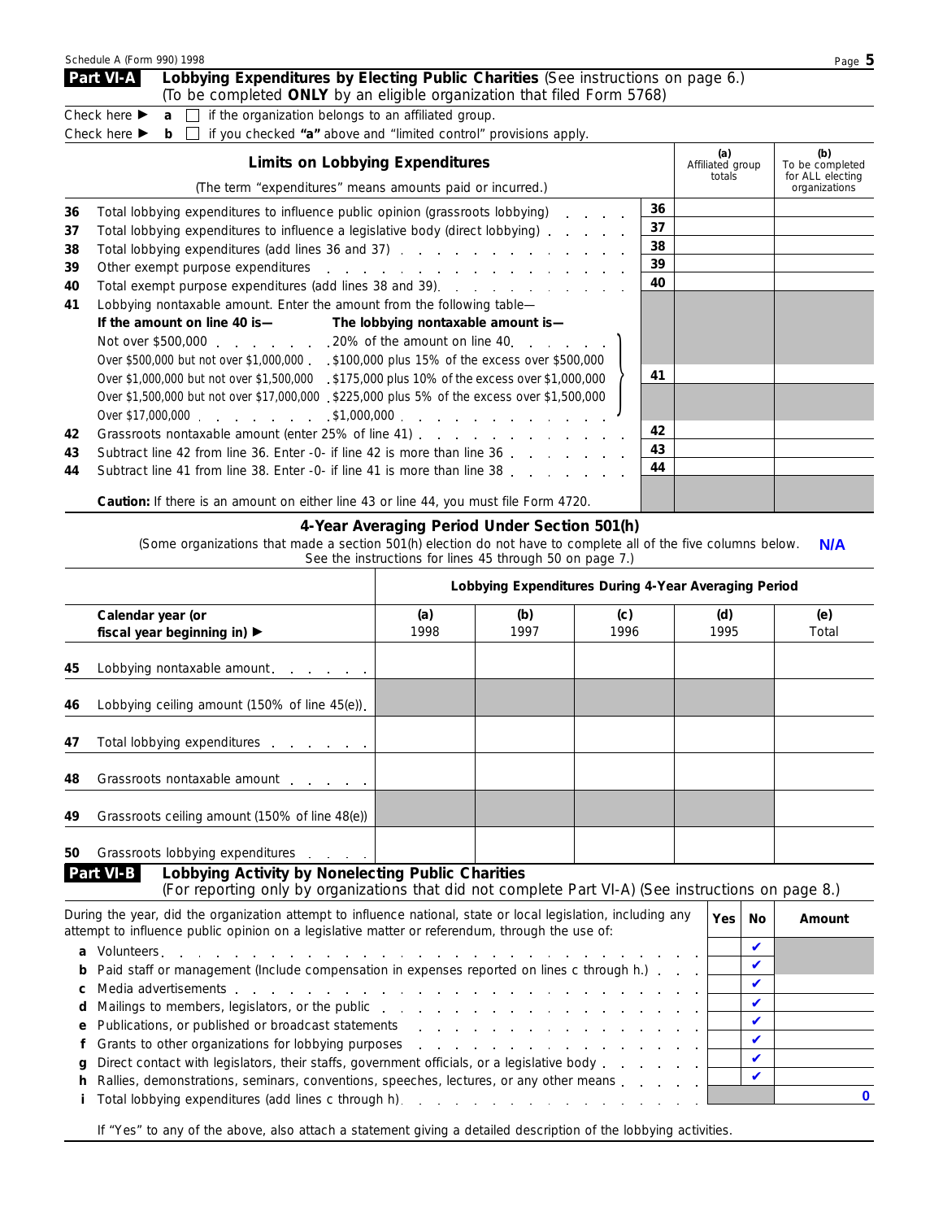Schedule A (Form 990) 1998

## Part VI-A Lobbying Expenditures by Electing Public Charities (See instructions on page 6.)

(To be completed **ONLY** by an eligible organization that filed Form 5768)

Check here ▶ **a** ☐ if the organization belongs to an affiliated group.

Check here ▶ **b** ☐ if you checked **"a"** above and "limited control" provisions apply.

| | **Limits on Lobbying Expenditures** (The term "expenditures" means amounts paid or incurred.) | | (a) Affiliated group totals | (b) To be completed for ALL electing organizations |
|---|---|---|---|---|
| 36 | Total lobbying expenditures to influence public opinion (grassroots lobbying) | 36 | | |
| 37 | Total lobbying expenditures to influence a legislative body (direct lobbying) | 37 | | |
| 38 | Total lobbying expenditures (add lines 36 and 37) | 38 | | |
| 39 | Other exempt purpose expenditures | 39 | | |
| 40 | Total exempt purpose expenditures (add lines 38 and 39) | 40 | | |
| 41 | Lobbying nontaxable amount. Enter the amount from the following table— | 41 | | |
| 42 | Grassroots nontaxable amount (enter 25% of line 41) | 42 | | |
| 43 | Subtract line 42 from line 36. Enter -0- if line 42 is more than line 36 | 43 | | |
| 44 | Subtract line 41 from line 38. Enter -0- if line 41 is more than line 38 | 44 | | |

| **If the amount on line 40 is—** | **The lobbying nontaxable amount is—** |
|---|---|
| Not over $500,000 | 20% of the amount on line 40 |
| Over $500,000 but not over $1,000,000 | $100,000 plus 15% of the excess over $500,000 |
| Over $1,000,000 but not over $1,500,000 | $175,000 plus 10% of the excess over $1,000,000 |
| Over $1,500,000 but not over $17,000,000 | $225,000 plus 5% of the excess over $1,500,000 |
| Over $17,000,000 | $1,000,000 |

**Caution:** If there is an amount on either line 43 or line 44, you must file Form 4720.

### 4-Year Averaging Period Under Section 501(h)

(Some organizations that made a section 501(h) election do not have to complete all of the five columns below. See the instructions for lines 45 through 50 on page 7.) **N/A**

| | Lobbying Expenditures During 4-Year Averaging Period | | | | |
|---|---|---|---|---|---|
| **Calendar year (or fiscal year beginning in) ▶** | **(a)** 1998 | **(b)** 1997 | **(c)** 1996 | **(d)** 1995 | **(e)** Total |
| 45 Lobbying nontaxable amount | | | | | |
| 46 Lobbying ceiling amount (150% of line 45(e)) | | | | | |
| 47 Total lobbying expenditures | | | | | |
| 48 Grassroots nontaxable amount | | | | | |
| 49 Grassroots ceiling amount (150% of line 48(e)) | | | | | |
| 50 Grassroots lobbying expenditures | | | | | |

## Part VI-B Lobbying Activity by Nonelecting Public Charities

(For reporting only by organizations that did not complete Part VI-A) (See instructions on page 8.)

| During the year, did the organization attempt to influence national, state or local legislation, including any attempt to influence public opinion on a legislative matter or referendum, through the use of: | Yes | No | Amount |
|---|---|---|---|
| **a** Volunteers | | ✔ | |
| **b** Paid staff or management (Include compensation in expenses reported on lines c through h.) | | ✔ | |
| **c** Media advertisements | | ✔ | |
| **d** Mailings to members, legislators, or the public | | ✔ | |
| **e** Publications, or published or broadcast statements | | ✔ | |
| **f** Grants to other organizations for lobbying purposes | | ✔ | |
| **g** Direct contact with legislators, their staffs, government officials, or a legislative body | | ✔ | |
| **h** Rallies, demonstrations, seminars, conventions, speeches, lectures, or any other means | | ✔ | |
| **i** Total lobbying expenditures (add lines c through h) | | | 0 |

If "Yes" to any of the above, also attach a statement giving a detailed description of the lobbying activities.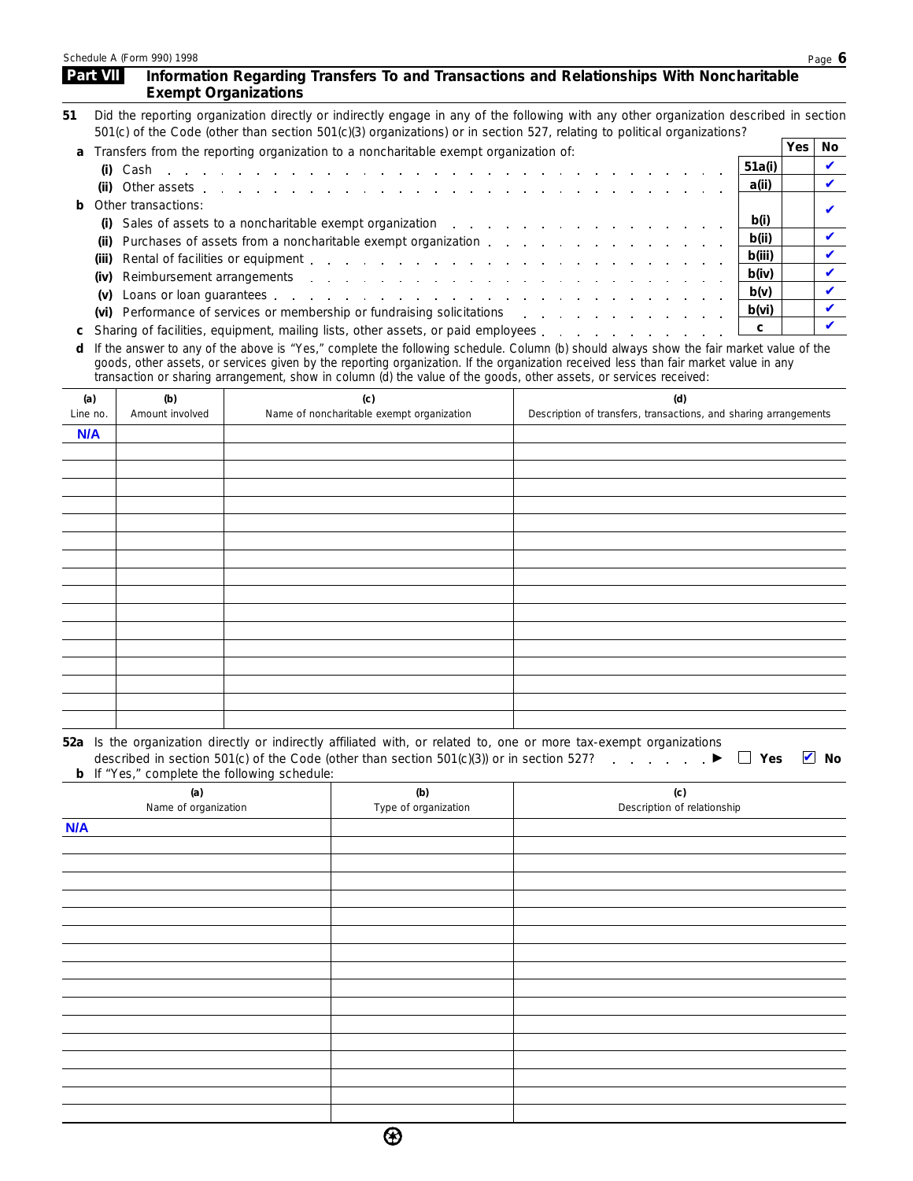## Part VII Information Regarding Transfers To and Transactions and Relationships With Noncharitable Exempt Organizations

**51** Did the reporting organization directly or indirectly engage in any of the following with any other organization described in section 501(c) of the Code (other than section 501(c)(3) organizations) or in section 527, relating to political organizations?

| | | Yes | No |
|---|---|---|---|
| **a** Transfers from the reporting organization to a noncharitable exempt organization of: | | | |
| **(i)** Cash | 51a(i) | | ✔ |
| **(ii)** Other assets | a(ii) | | ✔ |
| **b** Other transactions: | | | |
| **(i)** Sales of assets to a noncharitable exempt organization | b(i) | | ✔ |
| **(ii)** Purchases of assets from a noncharitable exempt organization | b(ii) | | ✔ |
| **(iii)** Rental of facilities or equipment | b(iii) | | ✔ |
| **(iv)** Reimbursement arrangements | b(iv) | | ✔ |
| **(v)** Loans or loan guarantees | b(v) | | ✔ |
| **(vi)** Performance of services or membership or fundraising solicitations | b(vi) | | ✔ |
| **c** Sharing of facilities, equipment, mailing lists, other assets, or paid employees | c | | ✔ |

**d** If the answer to any of the above is "Yes," complete the following schedule. Column (b) should always show the fair market value of the goods, other assets, or services given by the reporting organization. If the organization received less than fair market value in any transaction or sharing arrangement, show in column (d) the value of the goods, other assets, or services received:

| (a) Line no. | (b) Amount involved | (c) Name of noncharitable exempt organization | (d) Description of transfers, transactions, and sharing arrangements |
|---|---|---|---|
| N/A | | | |

**52a** Is the organization directly or indirectly affiliated with, or related to, one or more tax-exempt organizations described in section 501(c) of the Code (other than section 501(c)(3)) or in section 527? ▶ ☐ Yes ☑ No

**b** If "Yes," complete the following schedule:

| (a) Name of organization | (b) Type of organization | (c) Description of relationship |
|---|---|---|
| N/A | | |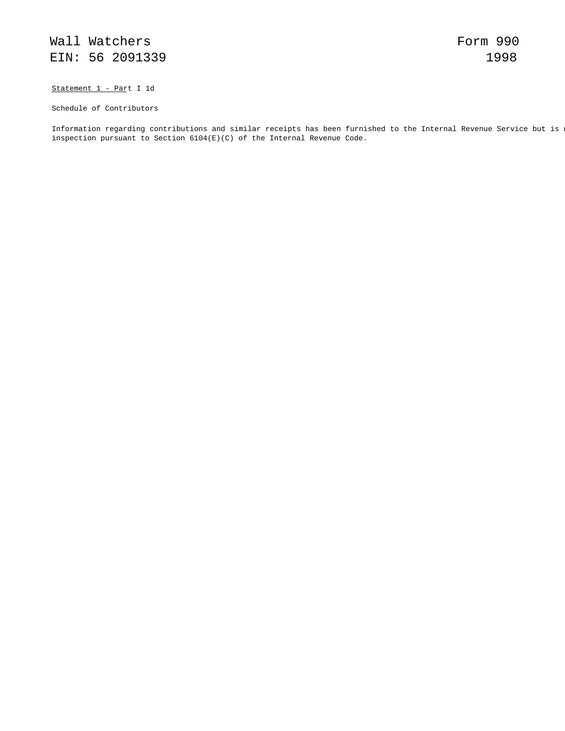Statement 1 - Part I 1d

Schedule of Contributors

Information regarding contributions and similar receipts has been furnished to the Internal Revenue Service but is
inspection pursuant to Section 6104(E)(C) of the Internal Revenue Code.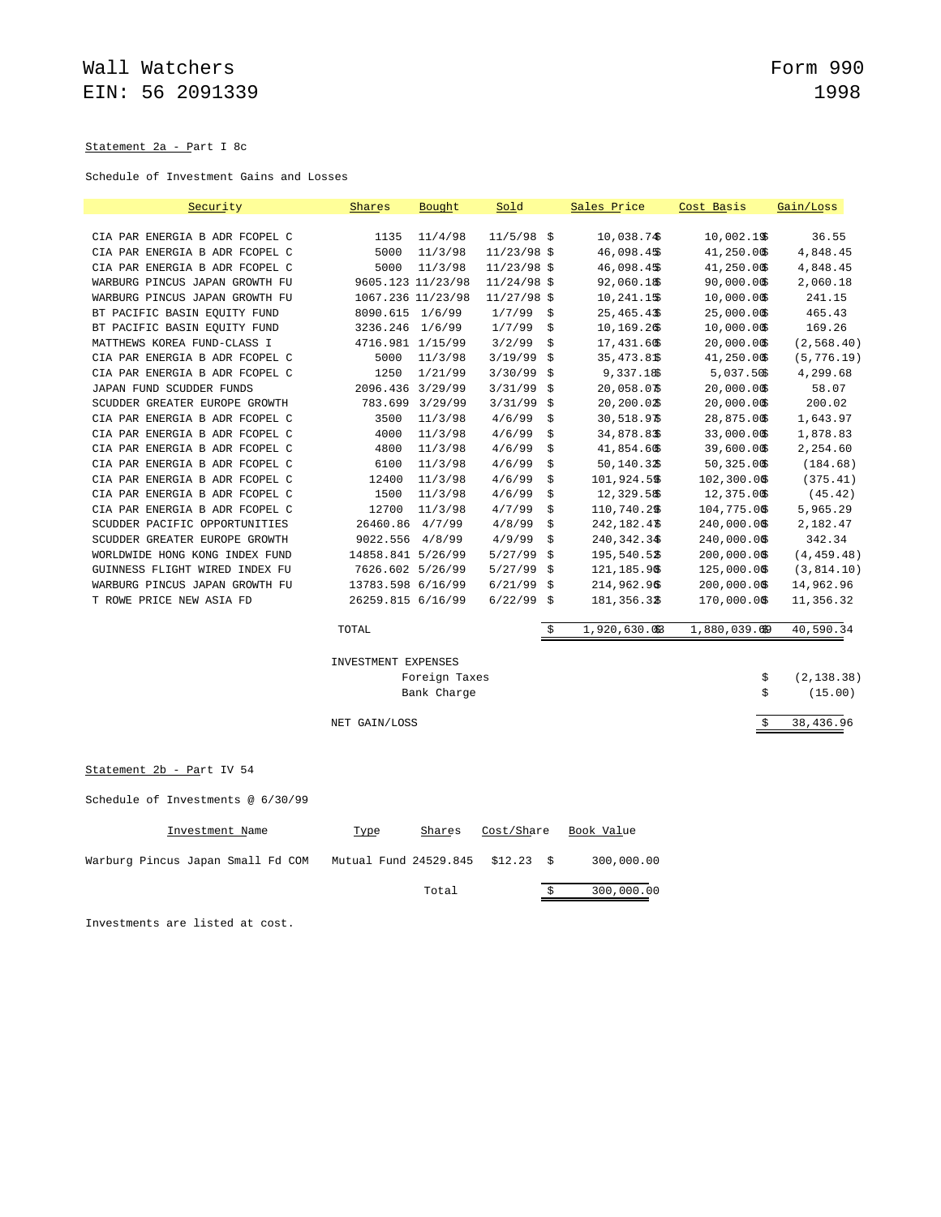Wall Watchers
EIN: 56 2091339

Form 990
1998

Statement 2a - Part I 8c

Schedule of Investment Gains and Losses

| Security | Shares | Bought | Sold | Sales Price | Cost Basis | Gain/Loss |
|---|---|---|---|---|---|---|
| CIA PAR ENERGIA B ADR FCOPEL C | 1135 | 11/4/98 | 11/5/98 | $ 10,038.74 | $ 10,002.19 | $ 36.55 |
| CIA PAR ENERGIA B ADR FCOPEL C | 5000 | 11/3/98 | 11/23/98 | $ 46,098.45 | $ 41,250.00 | $ 4,848.45 |
| CIA PAR ENERGIA B ADR FCOPEL C | 5000 | 11/3/98 | 11/23/98 | $ 46,098.45 | $ 41,250.00 | $ 4,848.45 |
| WARBURG PINCUS JAPAN GROWTH FU | 9605.123 | 11/23/98 | 11/24/98 | $ 92,060.18 | $ 90,000.00 | $ 2,060.18 |
| WARBURG PINCUS JAPAN GROWTH FU | 1067.236 | 11/23/98 | 11/27/98 | $ 10,241.15 | $ 10,000.00 | $ 241.15 |
| BT PACIFIC BASIN EQUITY FUND | 8090.615 | 1/6/99 | 1/7/99 | $ 25,465.43 | $ 25,000.00 | $ 465.43 |
| BT PACIFIC BASIN EQUITY FUND | 3236.246 | 1/6/99 | 1/7/99 | $ 10,169.26 | $ 10,000.00 | $ 169.26 |
| MATTHEWS KOREA FUND-CLASS I | 4716.981 | 1/15/99 | 3/2/99 | $ 17,431.60 | $ 20,000.00 | $ (2,568.40) |
| CIA PAR ENERGIA B ADR FCOPEL C | 5000 | 11/3/98 | 3/19/99 | $ 35,473.81 | $ 41,250.00 | $ (5,776.19) |
| CIA PAR ENERGIA B ADR FCOPEL C | 1250 | 1/21/99 | 3/30/99 | $ 9,337.18 | $ 5,037.50 | $ 4,299.68 |
| JAPAN FUND SCUDDER FUNDS | 2096.436 | 3/29/99 | 3/31/99 | $ 20,058.07 | $ 20,000.00 | $ 58.07 |
| SCUDDER GREATER EUROPE GROWTH | 783.699 | 3/29/99 | 3/31/99 | $ 20,200.02 | $ 20,000.00 | $ 200.02 |
| CIA PAR ENERGIA B ADR FCOPEL C | 3500 | 11/3/98 | 4/6/99 | $ 30,518.97 | $ 28,875.00 | $ 1,643.97 |
| CIA PAR ENERGIA B ADR FCOPEL C | 4000 | 11/3/98 | 4/6/99 | $ 34,878.83 | $ 33,000.00 | $ 1,878.83 |
| CIA PAR ENERGIA B ADR FCOPEL C | 4800 | 11/3/98 | 4/6/99 | $ 41,854.60 | $ 39,600.00 | $ 2,254.60 |
| CIA PAR ENERGIA B ADR FCOPEL C | 6100 | 11/3/98 | 4/6/99 | $ 50,140.32 | $ 50,325.00 | $ (184.68) |
| CIA PAR ENERGIA B ADR FCOPEL C | 12400 | 11/3/98 | 4/6/99 | $ 101,924.59 | $ 102,300.00 | $ (375.41) |
| CIA PAR ENERGIA B ADR FCOPEL C | 1500 | 11/3/98 | 4/6/99 | $ 12,329.58 | $ 12,375.00 | $ (45.42) |
| CIA PAR ENERGIA B ADR FCOPEL C | 12700 | 11/3/98 | 4/7/99 | $ 110,740.29 | $ 104,775.00 | $ 5,965.29 |
| SCUDDER PACIFIC OPPORTUNITIES | 26460.86 | 4/7/99 | 4/8/99 | $ 242,182.47 | $ 240,000.00 | $ 2,182.47 |
| SCUDDER GREATER EUROPE GROWTH | 9022.556 | 4/8/99 | 4/9/99 | $ 240,342.34 | $ 240,000.00 | $ 342.34 |
| WORLDWIDE HONG KONG INDEX FUND | 14858.841 | 5/26/99 | 5/27/99 | $ 195,540.52 | $ 200,000.00 | $ (4,459.48) |
| GUINNESS FLIGHT WIRED INDEX FU | 7626.602 | 5/26/99 | 5/27/99 | $ 121,185.90 | $ 125,000.00 | $ (3,814.10) |
| WARBURG PINCUS JAPAN GROWTH FU | 13783.598 | 6/16/99 | 6/21/99 | $ 214,962.96 | $ 200,000.00 | $ 14,962.96 |
| T ROWE PRICE NEW ASIA FD | 26259.815 | 6/16/99 | 6/22/99 | $ 181,356.32 | $ 170,000.00 | $ 11,356.32 |
| | TOTAL | | | $ 1,920,630.03 | $ 1,880,039.69 | 40,590.34 |

| | |
|---|---|
| INVESTMENT EXPENSES | |
| Foreign Taxes | $ (2,138.38) |
| Bank Charge | $ (15.00) |
| NET GAIN/LOSS | $ 38,436.96 |

Statement 2b - Part IV 54

Schedule of Investments @ 6/30/99

| Investment Name | Type | Shares | Cost/Share | Book Value |
|---|---|---|---|---|
| Warburg Pincus Japan Small Fd COM | Mutual Fund | 24529.845 | $12.23 | $ 300,000.00 |
| | | Total | | $ 300,000.00 |

Investments are listed at cost.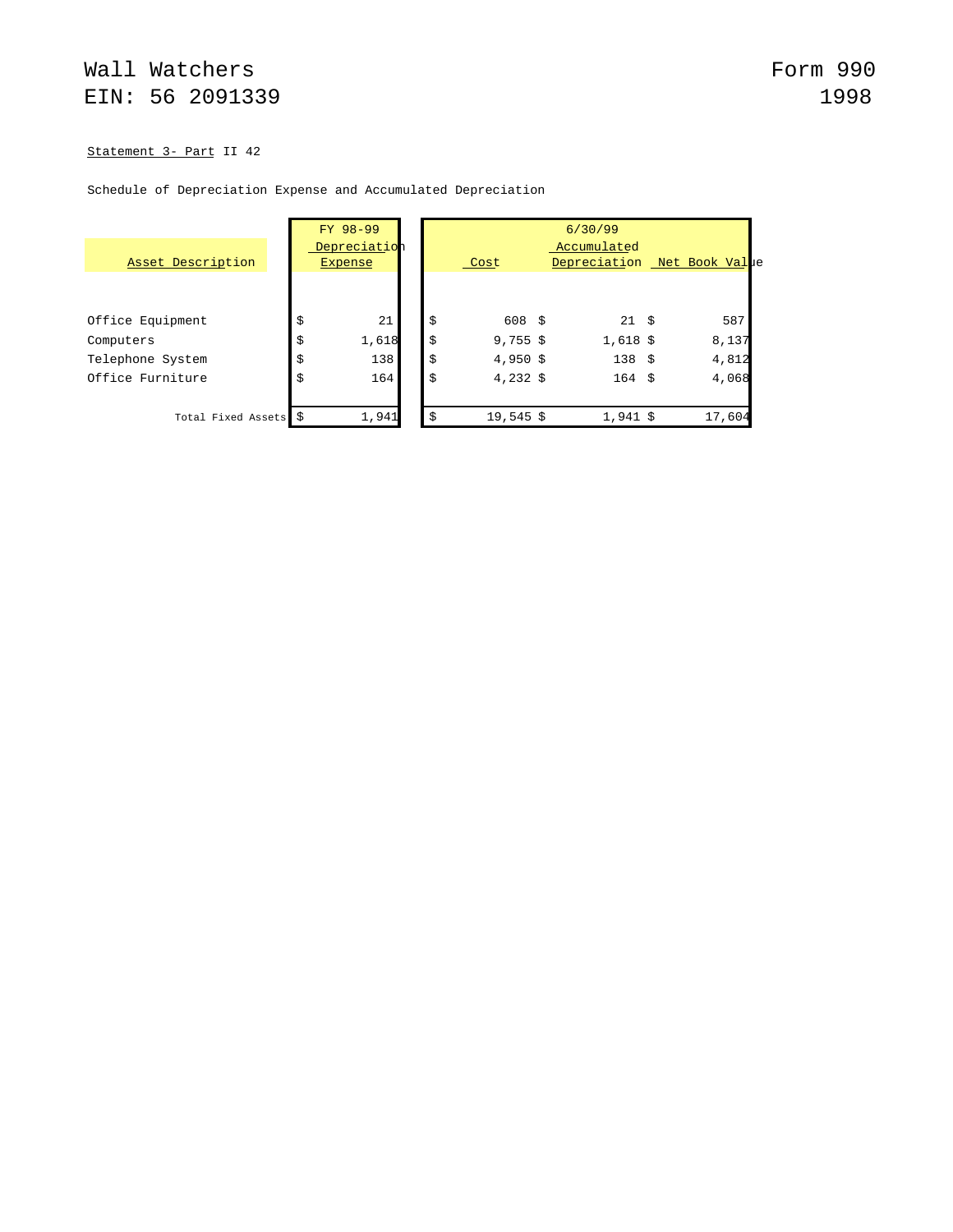Wall Watchers Form 990
EIN: 56 2091339 1998

Statement 3- Part II 42

Schedule of Depreciation Expense and Accumulated Depreciation

| Asset Description | FY 98-99 Depreciation Expense | | 6/30/99 | |
|---|---|---|---|---|
| | | Cost | Accumulated Depreciation | Net Book Value |
| Office Equipment | $ 21 | $ 608 | $ 21 | $ 587 |
| Computers | $ 1,618 | $ 9,755 | $ 1,618 | $ 8,137 |
| Telephone System | $ 138 | $ 4,950 | $ 138 | $ 4,812 |
| Office Furniture | $ 164 | $ 4,232 | $ 164 | $ 4,068 |
| Total Fixed Assets | $ 1,941 | $ 19,545 | $ 1,941 | $ 17,604 |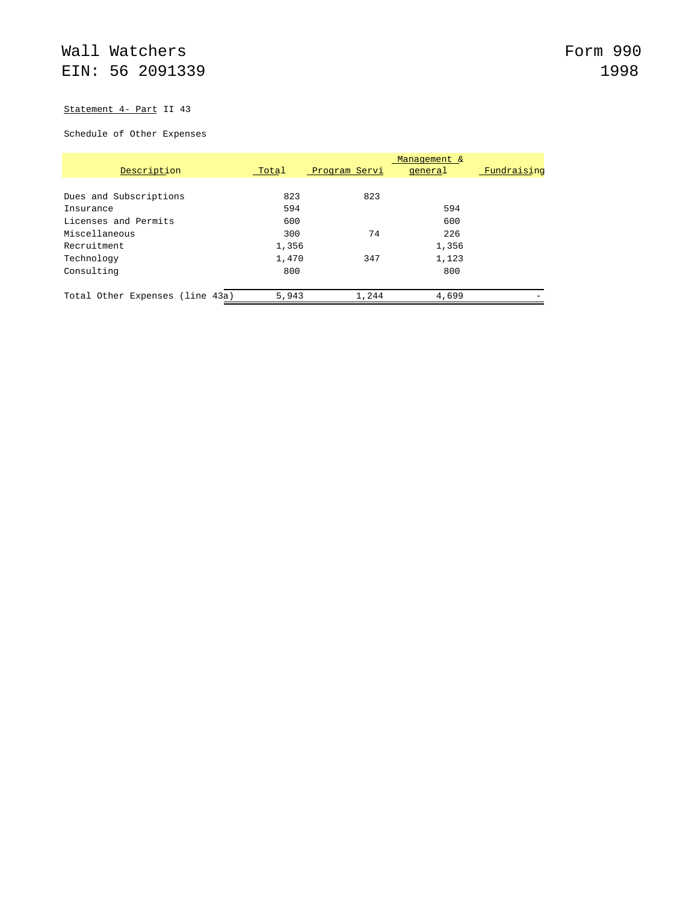Wall Watchers
EIN: 56 2091339

Form 990
1998

Statement 4- Part II 43

Schedule of Other Expenses

| Description | Total | Program Servi | Management & general | Fundraising |
|---|---|---|---|---|
| Dues and Subscriptions | 823 | 823 | | |
| Insurance | 594 | | 594 | |
| Licenses and Permits | 600 | | 600 | |
| Miscellaneous | 300 | 74 | 226 | |
| Recruitment | 1,356 | | 1,356 | |
| Technology | 1,470 | 347 | 1,123 | |
| Consulting | 800 | | 800 | |
| Total Other Expenses (line 43a) | 5,943 | 1,244 | 4,699 | - |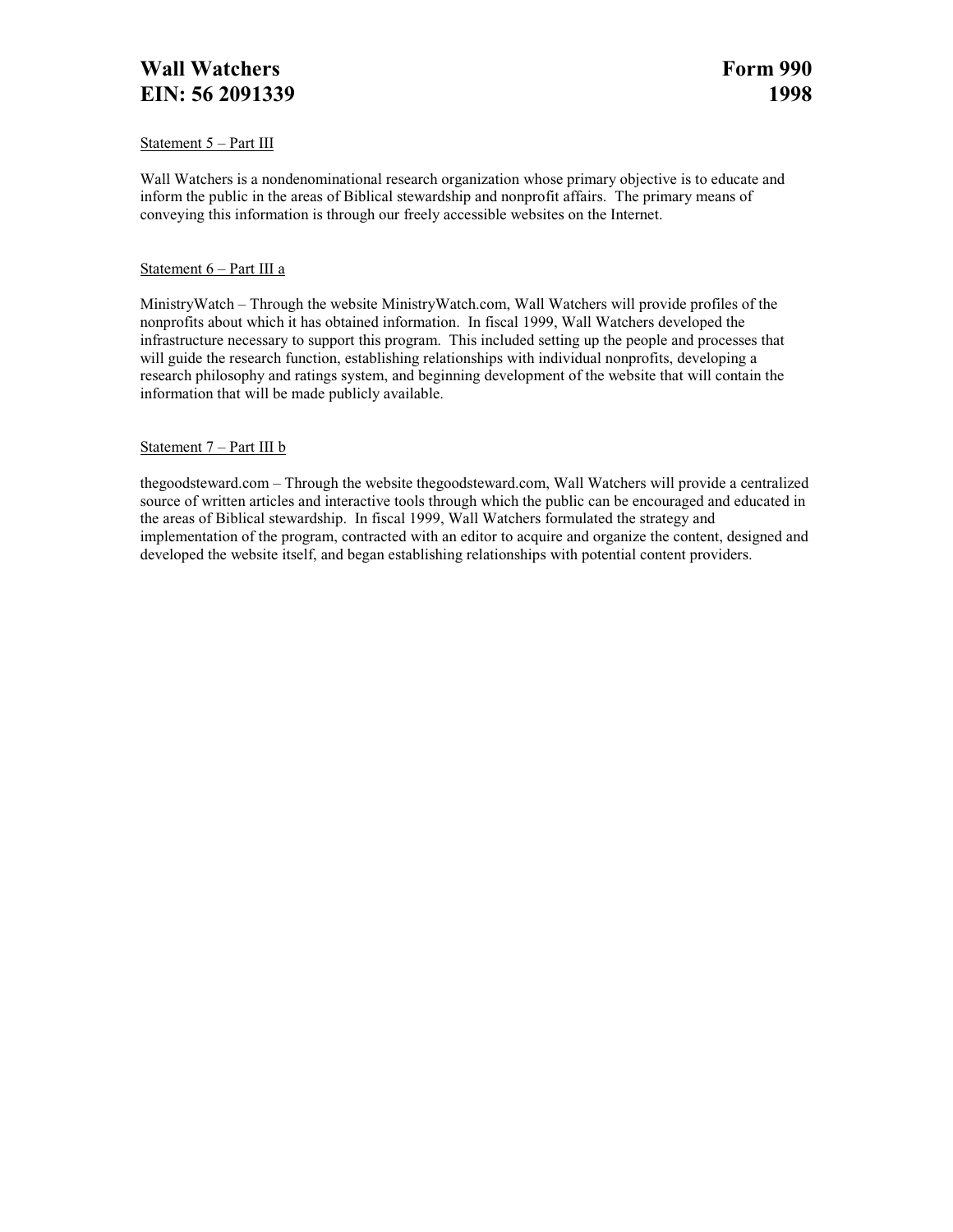# Wall Watchers — Form 990
# EIN: 56 2091339 — 1998

Statement 5 – Part III

Wall Watchers is a nondenominational research organization whose primary objective is to educate and inform the public in the areas of Biblical stewardship and nonprofit affairs. The primary means of conveying this information is through our freely accessible websites on the Internet.

Statement 6 – Part III a

MinistryWatch – Through the website MinistryWatch.com, Wall Watchers will provide profiles of the nonprofits about which it has obtained information. In fiscal 1999, Wall Watchers developed the infrastructure necessary to support this program. This included setting up the people and processes that will guide the research function, establishing relationships with individual nonprofits, developing a research philosophy and ratings system, and beginning development of the website that will contain the information that will be made publicly available.

Statement 7 – Part III b

thegoodsteward.com – Through the website thegoodsteward.com, Wall Watchers will provide a centralized source of written articles and interactive tools through which the public can be encouraged and educated in the areas of Biblical stewardship. In fiscal 1999, Wall Watchers formulated the strategy and implementation of the program, contracted with an editor to acquire and organize the content, designed and developed the website itself, and began establishing relationships with potential content providers.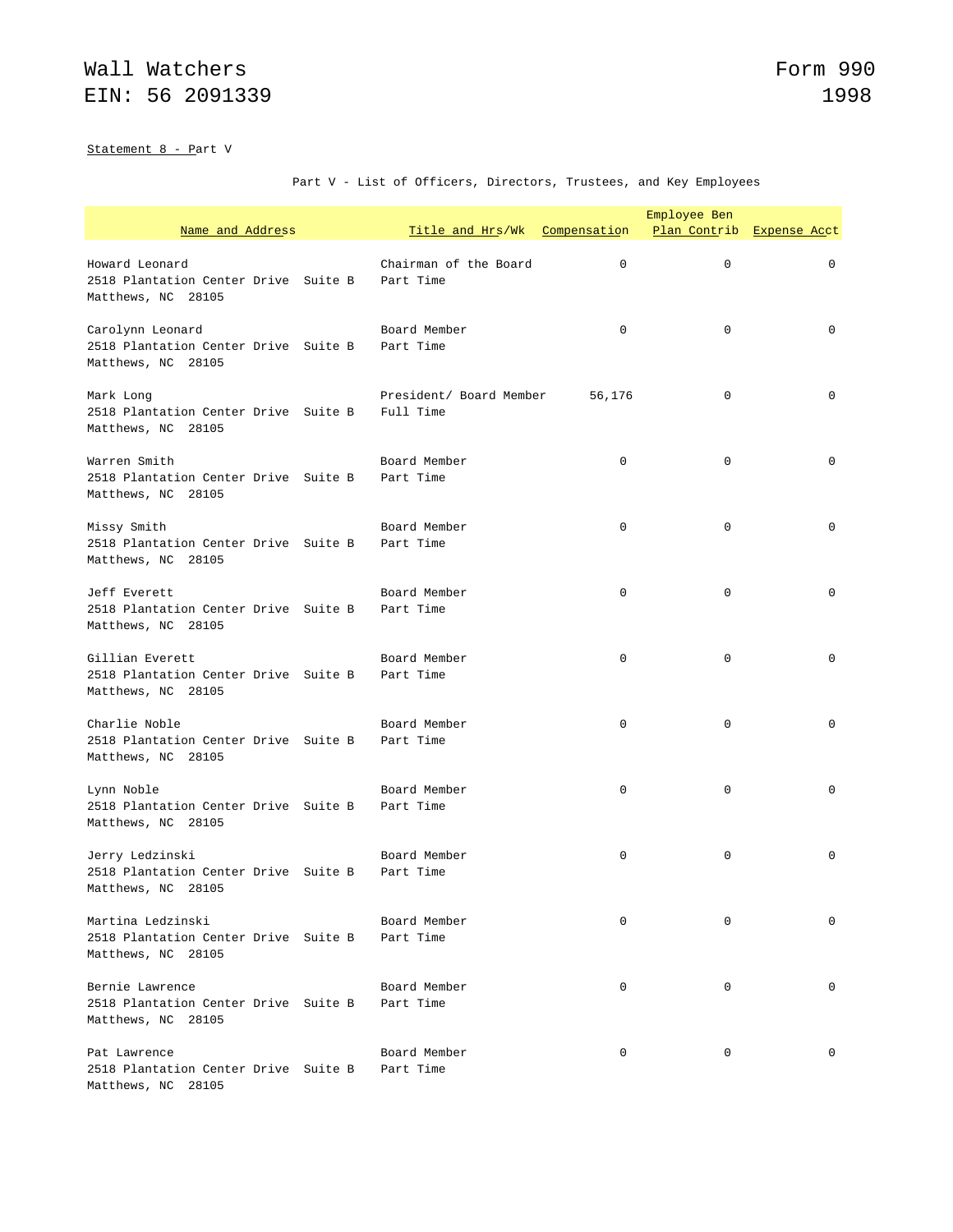Wall Watchers
EIN: 56 2091339

Form 990
1998

Statement 8 - Part V

Part V - List of Officers, Directors, Trustees, and Key Employees

| Name and Address | Title and Hrs/Wk | Compensation | Employee Ben Plan Contrib | Expense Acct |
|---|---|---|---|---|
| Howard Leonard<br>2518 Plantation Center Drive Suite B<br>Matthews, NC 28105 | Chairman of the Board<br>Part Time | 0 | 0 | 0 |
| Carolynn Leonard<br>2518 Plantation Center Drive Suite B<br>Matthews, NC 28105 | Board Member<br>Part Time | 0 | 0 | 0 |
| Mark Long<br>2518 Plantation Center Drive Suite B<br>Matthews, NC 28105 | President/ Board Member<br>Full Time | 56,176 | 0 | 0 |
| Warren Smith<br>2518 Plantation Center Drive Suite B<br>Matthews, NC 28105 | Board Member<br>Part Time | 0 | 0 | 0 |
| Missy Smith<br>2518 Plantation Center Drive Suite B<br>Matthews, NC 28105 | Board Member<br>Part Time | 0 | 0 | 0 |
| Jeff Everett<br>2518 Plantation Center Drive Suite B<br>Matthews, NC 28105 | Board Member<br>Part Time | 0 | 0 | 0 |
| Gillian Everett<br>2518 Plantation Center Drive Suite B<br>Matthews, NC 28105 | Board Member<br>Part Time | 0 | 0 | 0 |
| Charlie Noble<br>2518 Plantation Center Drive Suite B<br>Matthews, NC 28105 | Board Member<br>Part Time | 0 | 0 | 0 |
| Lynn Noble<br>2518 Plantation Center Drive Suite B<br>Matthews, NC 28105 | Board Member<br>Part Time | 0 | 0 | 0 |
| Jerry Ledzinski<br>2518 Plantation Center Drive Suite B<br>Matthews, NC 28105 | Board Member<br>Part Time | 0 | 0 | 0 |
| Martina Ledzinski<br>2518 Plantation Center Drive Suite B<br>Matthews, NC 28105 | Board Member<br>Part Time | 0 | 0 | 0 |
| Bernie Lawrence<br>2518 Plantation Center Drive Suite B<br>Matthews, NC 28105 | Board Member<br>Part Time | 0 | 0 | 0 |
| Pat Lawrence<br>2518 Plantation Center Drive Suite B<br>Matthews, NC 28105 | Board Member<br>Part Time | 0 | 0 | 0 |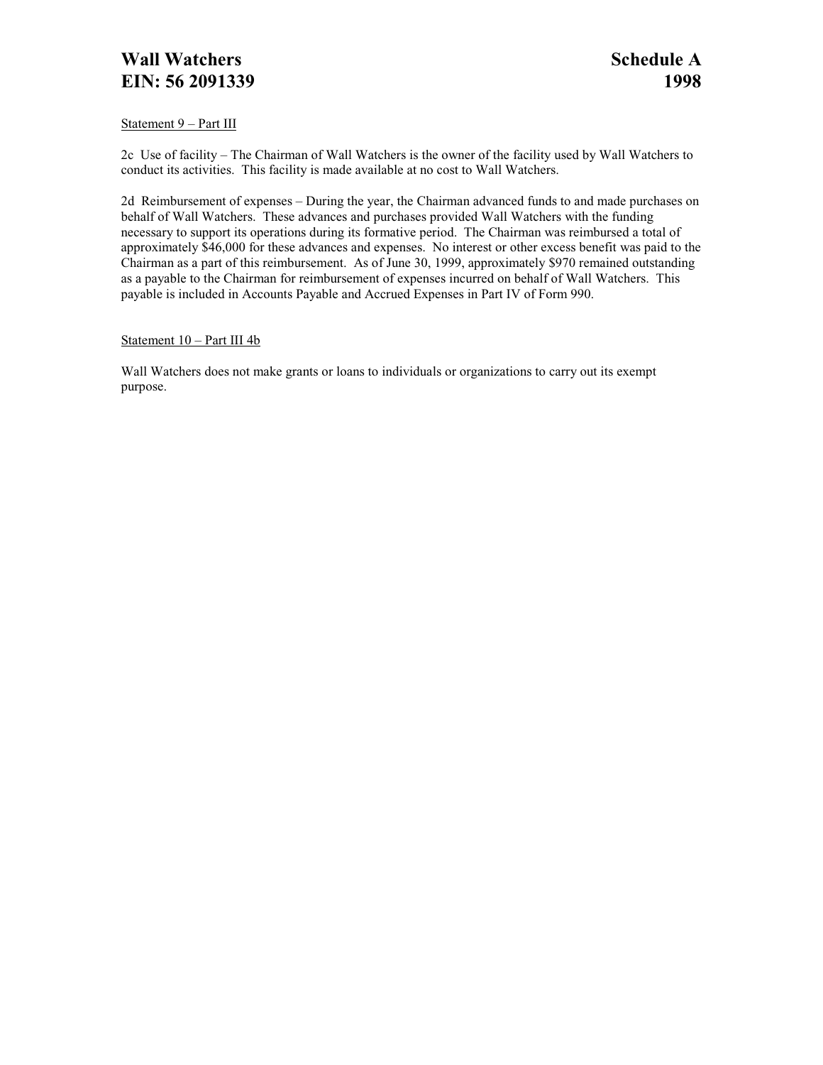**Wall Watchers** **Schedule A**
**EIN: 56 2091339** **1998**

Statement 9 – Part III

2c Use of facility – The Chairman of Wall Watchers is the owner of the facility used by Wall Watchers to conduct its activities. This facility is made available at no cost to Wall Watchers.

2d Reimbursement of expenses – During the year, the Chairman advanced funds to and made purchases on behalf of Wall Watchers. These advances and purchases provided Wall Watchers with the funding necessary to support its operations during its formative period. The Chairman was reimbursed a total of approximately $46,000 for these advances and expenses. No interest or other excess benefit was paid to the Chairman as a part of this reimbursement. As of June 30, 1999, approximately $970 remained outstanding as a payable to the Chairman for reimbursement of expenses incurred on behalf of Wall Watchers. This payable is included in Accounts Payable and Accrued Expenses in Part IV of Form 990.

Statement 10 – Part III 4b

Wall Watchers does not make grants or loans to individuals or organizations to carry out its exempt purpose.